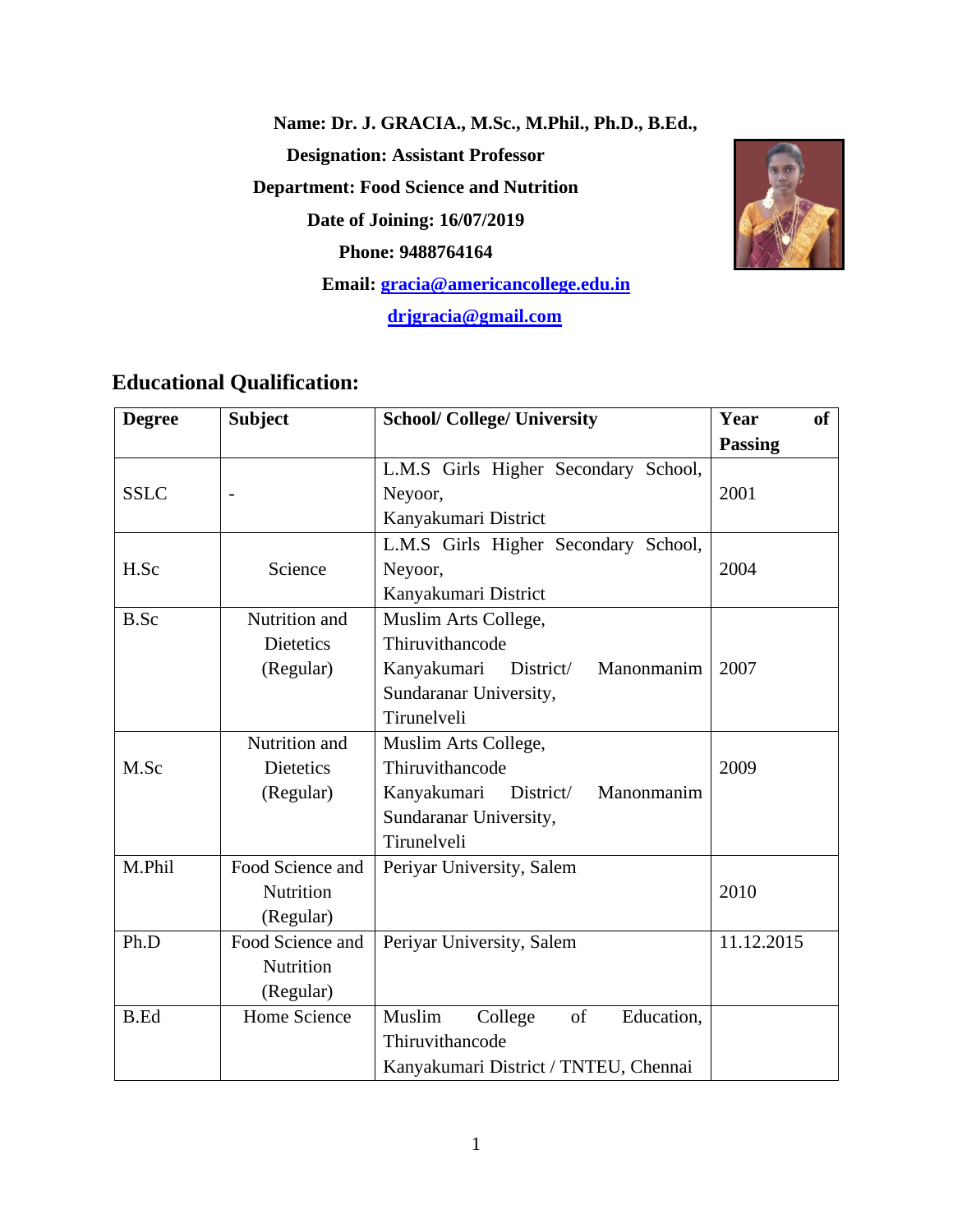**Name: Dr. J. GRACIA., M.Sc., M.Phil., Ph.D., B.Ed.,**

**Designation: Assistant Professor**

**Department: Food Science and Nutrition**

**Date of Joining: 16/07/2019**

**Phone: 9488764164**

**Email: gracia@americancollege.edu.in**

**drjgracia@gmail.com**

## Educational Qualification:

| Degree | Subject | School/ College/ University | Year of Passing |
|---|---|---|---|
| SSLC | - | L.M.S Girls Higher Secondary School, Neyoor, Kanyakumari District | 2001 |
| H.Sc | Science | L.M.S Girls Higher Secondary School, Neyoor, Kanyakumari District | 2004 |
| B.Sc | Nutrition and Dietetics (Regular) | Muslim Arts College, Thiruvithancode Kanyakumari District/ Manonmanim Sundaranar University, Tirunelveli | 2007 |
| M.Sc | Nutrition and Dietetics (Regular) | Muslim Arts College, Thiruvithancode Kanyakumari District/ Manonmanim Sundaranar University, Tirunelveli | 2009 |
| M.Phil | Food Science and Nutrition (Regular) | Periyar University, Salem | 2010 |
| Ph.D | Food Science and Nutrition (Regular) | Periyar University, Salem | 11.12.2015 |
| B.Ed | Home Science | Muslim College of Education, Thiruvithancode Kanyakumari District / TNTEU, Chennai | |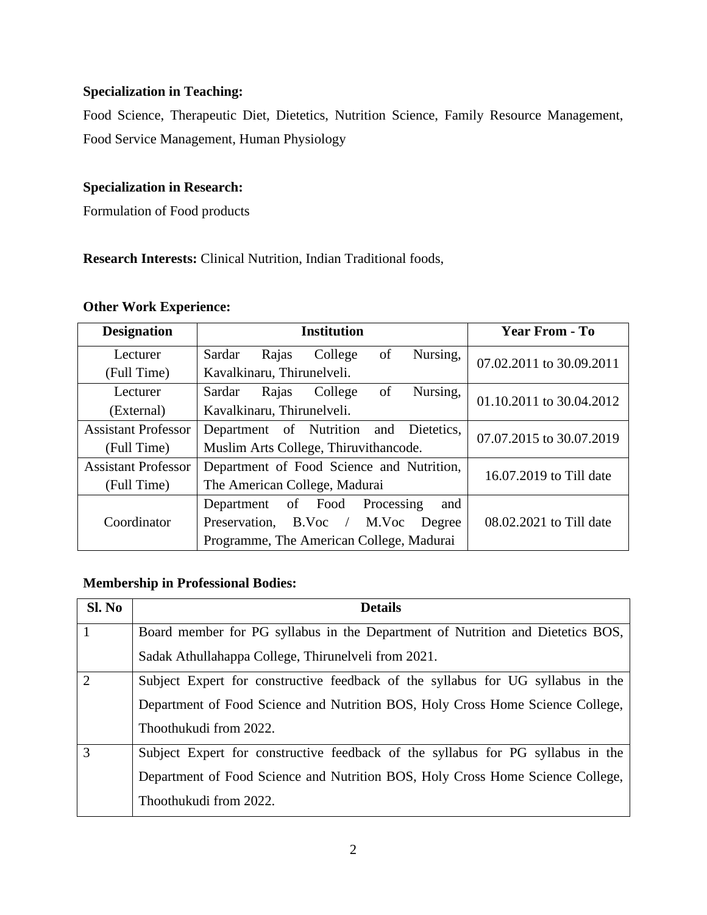**Specialization in Teaching:**

Food Science, Therapeutic Diet, Dietetics, Nutrition Science, Family Resource Management, Food Service Management, Human Physiology

**Specialization in Research:**

Formulation of Food products

**Research Interests:** Clinical Nutrition, Indian Traditional foods,

**Other Work Experience:**

| Designation | Institution | Year From - To |
|---|---|---|
| Lecturer (Full Time) | Sardar Rajas College of Nursing, Kavalkinaru, Thirunelveli. | 07.02.2011 to 30.09.2011 |
| Lecturer (External) | Sardar Rajas College of Nursing, Kavalkinaru, Thirunelveli. | 01.10.2011 to 30.04.2012 |
| Assistant Professor (Full Time) | Department of Nutrition and Dietetics, Muslim Arts College, Thiruvithancode. | 07.07.2015 to 30.07.2019 |
| Assistant Professor (Full Time) | Department of Food Science and Nutrition, The American College, Madurai | 16.07.2019 to Till date |
| Coordinator | Department of Food Processing and Preservation, B.Voc / M.Voc Degree Programme, The American College, Madurai | 08.02.2021 to Till date |

**Membership in Professional Bodies:**

| Sl. No | Details |
|---|---|
| 1 | Board member for PG syllabus in the Department of Nutrition and Dietetics BOS, Sadak Athullahappa College, Thirunelveli from 2021. |
| 2 | Subject Expert for constructive feedback of the syllabus for UG syllabus in the Department of Food Science and Nutrition BOS, Holy Cross Home Science College, Thoothukudi from 2022. |
| 3 | Subject Expert for constructive feedback of the syllabus for PG syllabus in the Department of Food Science and Nutrition BOS, Holy Cross Home Science College, Thoothukudi from 2022. |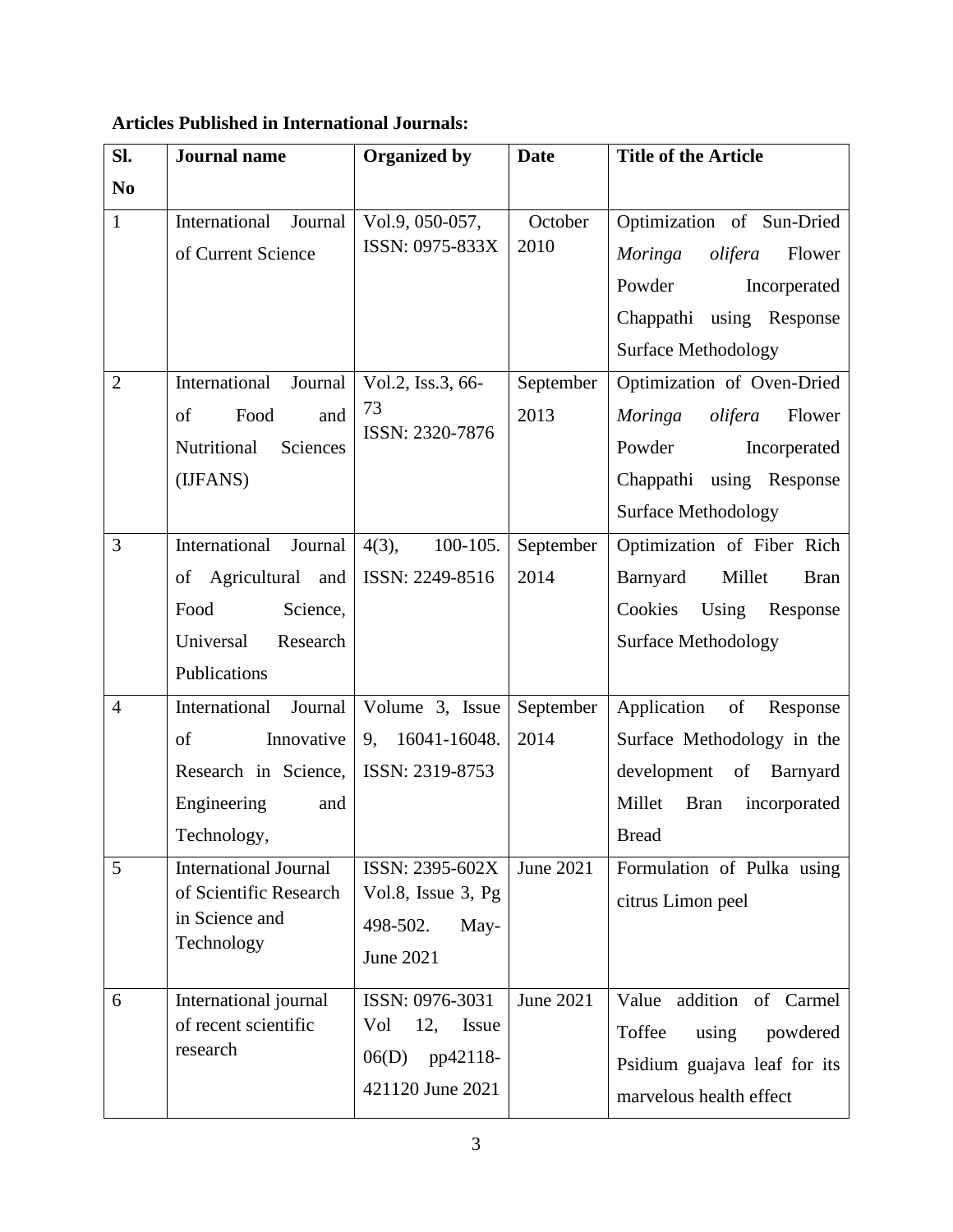**Articles Published in International Journals:**

| Sl. No | Journal name | Organized by | Date | Title of the Article |
|---|---|---|---|---|
| 1 | International Journal of Current Science | Vol.9, 050-057, ISSN: 0975-833X | October 2010 | Optimization of Sun-Dried *Moringa olifera* Flower Powder Incorpereated Chappathi using Response Surface Methodology |
| 2 | International Journal of Food and Nutritional Sciences (IJFANS) | Vol.2, Iss.3, 66-73 ISSN: 2320-7876 | September 2013 | Optimization of Oven-Dried *Moringa olifera* Flower Powder Incorpereated Chappathi using Response Surface Methodology |
| 3 | International Journal of Agricultural and Food Science, Universal Research Publications | 4(3), 100-105. ISSN: 2249-8516 | September 2014 | Optimization of Fiber Rich Barnyard Millet Bran Cookies Using Response Surface Methodology |
| 4 | International Journal of Innovative Research in Science, Engineering and Technology, | Volume 3, Issue 9, 16041-16048. ISSN: 2319-8753 | September 2014 | Application of Response Surface Methodology in the development of Barnyard Millet Bran incorporated Bread |
| 5 | International Journal of Scientific Research in Science and Technology | ISSN: 2395-602X Vol.8, Issue 3, Pg 498-502. May-June 2021 | June 2021 | Formulation of Pulka using citrus Limon peel |
| 6 | International journal of recent scientific research | ISSN: 0976-3031 Vol 12, Issue 06(D) pp42118-421120 June 2021 | June 2021 | Value addition of Carmel Toffee using powdered Psidium guajava leaf for its marvelous health effect |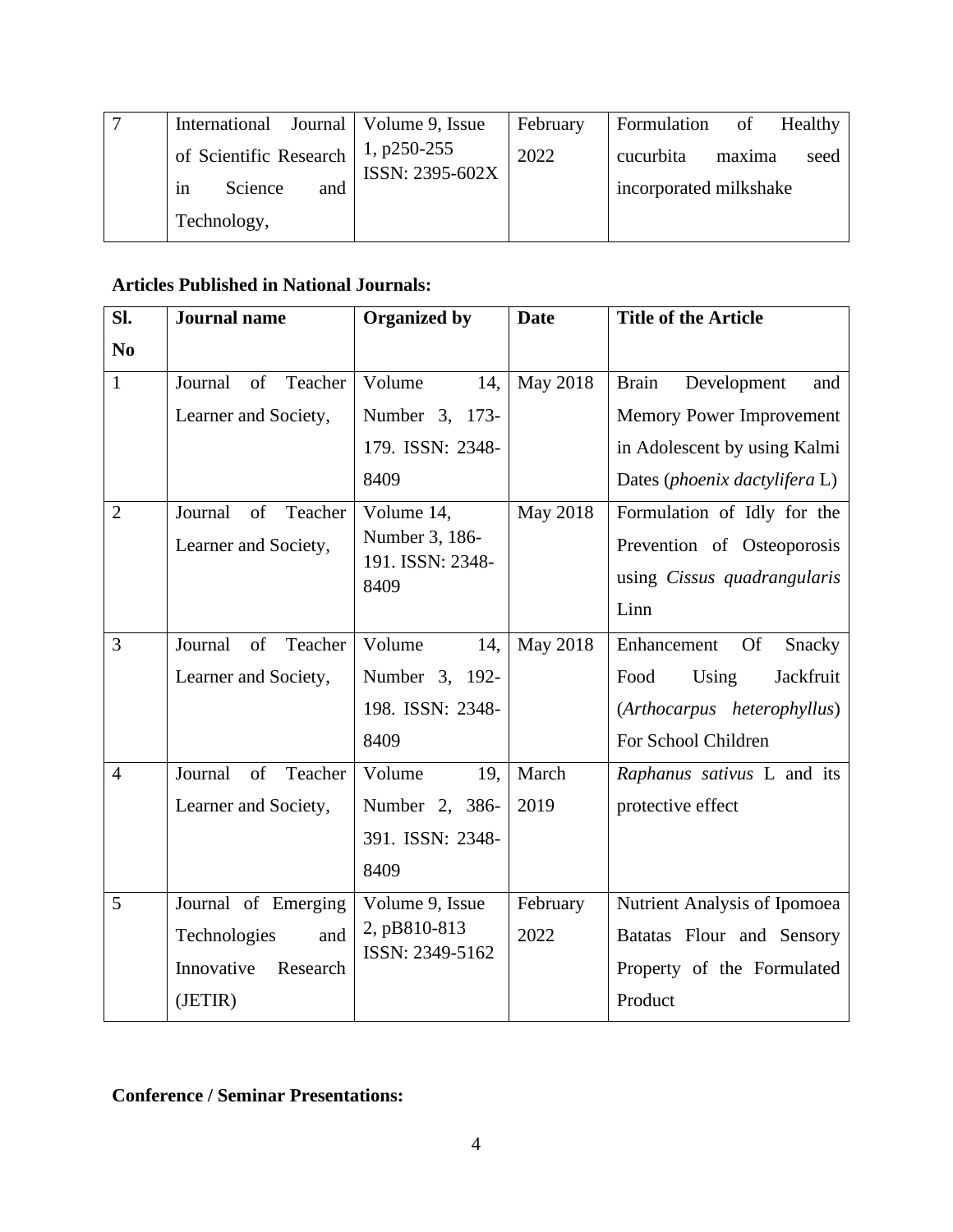| 7 | International Journal of Scientific Research in Science and Technology, | Volume 9, Issue 1, p250-255 ISSN: 2395-602X | February 2022 | Formulation of Healthy cucurbita maxima seed incorporated milkshake |
|---|---|---|---|---|

**Articles Published in National Journals:**

| Sl. No | Journal name | Organized by | Date | Title of the Article |
|---|---|---|---|---|
| 1 | Journal of Teacher Learner and Society, | Volume 14, Number 3, 173-179. ISSN: 2348-8409 | May 2018 | Brain Development and Memory Power Improvement in Adolescent by using Kalmi Dates (*phoenix dactylifera* L) |
| 2 | Journal of Teacher Learner and Society, | Volume 14, Number 3, 186-191. ISSN: 2348-8409 | May 2018 | Formulation of Idly for the Prevention of Osteoporosis using *Cissus quadrangularis* Linn |
| 3 | Journal of Teacher Learner and Society, | Volume 14, Number 3, 192-198. ISSN: 2348-8409 | May 2018 | Enhancement Of Snacky Food Using Jackfruit (*Arthocarpus heterophyllus*) For School Children |
| 4 | Journal of Teacher Learner and Society, | Volume 19, Number 2, 386-391. ISSN: 2348-8409 | March 2019 | *Raphanus sativus* L and its protective effect |
| 5 | Journal of Emerging Technologies and Innovative Research (JETIR) | Volume 9, Issue 2, pB810-813 ISSN: 2349-5162 | February 2022 | Nutrient Analysis of Ipomoea Batatas Flour and Sensory Property of the Formulated Product |

**Conference / Seminar Presentations:**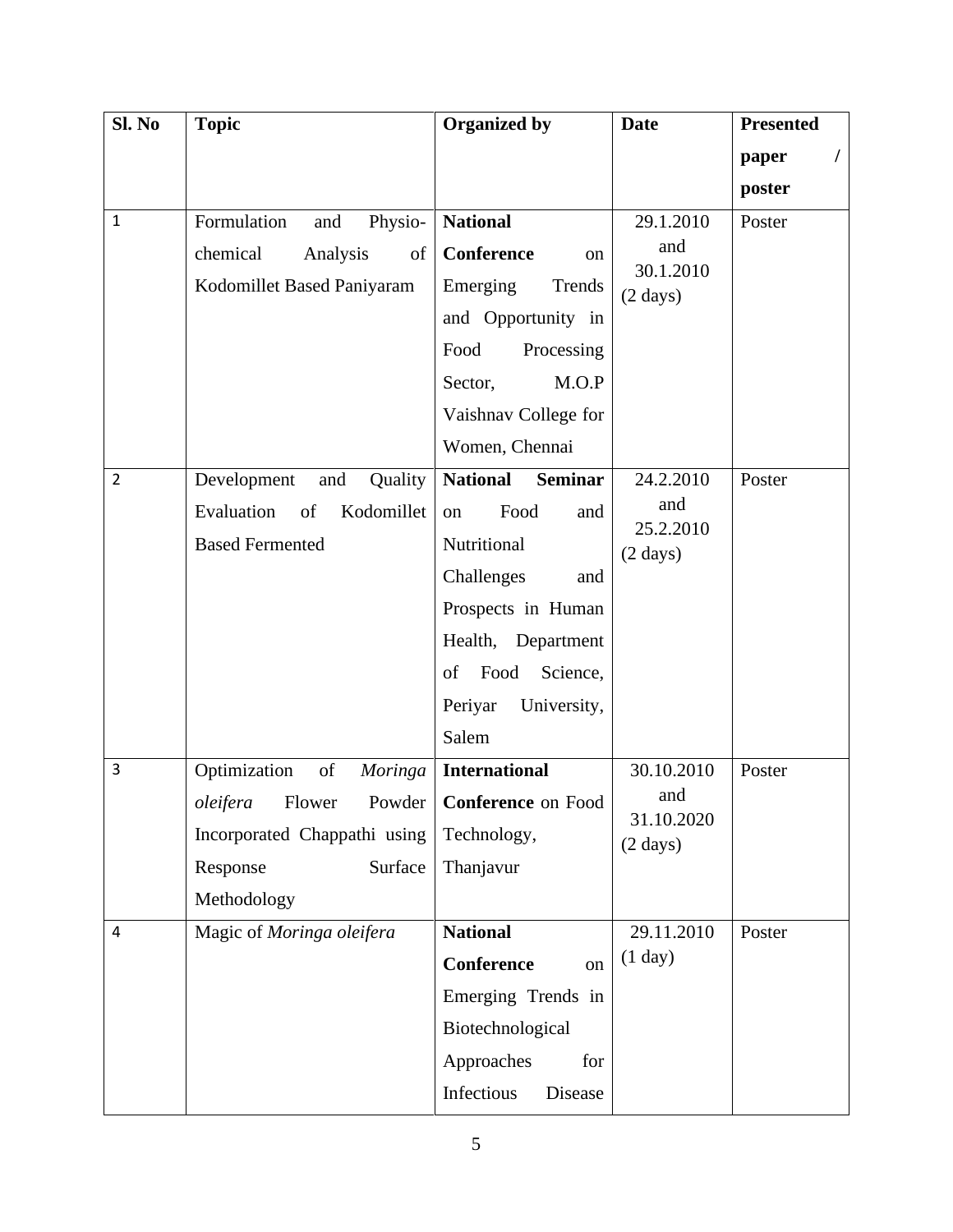| Sl. No | Topic | Organized by | Date | Presented paper / poster |
|---|---|---|---|---|
| 1 | Formulation and Physio-chemical Analysis of Kodomillet Based Paniyaram | **National Conference** on Emerging Trends and Opportunity in Food Processing Sector, M.O.P Vaishnav College for Women, Chennai | 29.1.2010 and 30.1.2010 (2 days) | Poster |
| 2 | Development and Quality Evaluation of Kodomillet Based Fermented | **National Seminar** on Food and Nutritional Challenges and Prospects in Human Health, Department of Food Science, Periyar University, Salem | 24.2.2010 and 25.2.2010 (2 days) | Poster |
| 3 | Optimization of *Moringa oleifera* Flower Powder Incorporated Chappathi using Response Surface Methodology | **International Conference** on Food Technology, Thanjavur | 30.10.2010 and 31.10.2020 (2 days) | Poster |
| 4 | Magic of *Moringa oleifera* | **National Conference** on Emerging Trends in Biotechnological Approaches for Infectious Disease | 29.11.2010 (1 day) | Poster |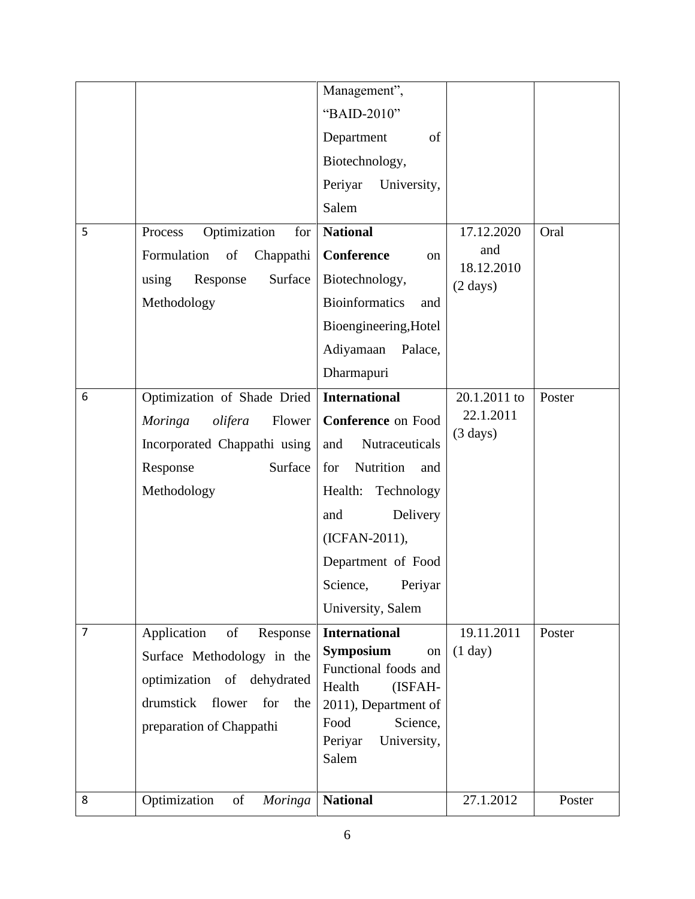| | | | | |
|---|---|---|---|---|
| | | Management", "BAID-2010" Department of Biotechnology, Periyar University, Salem | | |
| 5 | Process Optimization for Formulation of Chappathi using Response Surface Methodology | **National Conference** on Biotechnology, Bioinformatics and Bioengineering,Hotel Adiyamaan Palace, Dharmapuri | 17.12.2020 and 18.12.2010 (2 days) | Oral |
| 6 | Optimization of Shade Dried *Moringa olifera* Flower Incorporated Chappathi using Response Surface Methodology | **International Conference** on Food and Nutraceuticals for Nutrition and Health: Technology and Delivery (ICFAN-2011), Department of Food Science, Periyar University, Salem | 20.1.2011 to 22.1.2011 (3 days) | Poster |
| 7 | Application of Response Surface Methodology in the optimization of dehydrated drumstick flower for the preparation of Chappathi | **International Symposium** on Functional foods and Health (ISFAH-2011), Department of Food Science, Periyar University, Salem | 19.11.2011 (1 day) | Poster |
| 8 | Optimization of *Moringa* | **National** | 27.1.2012 | Poster |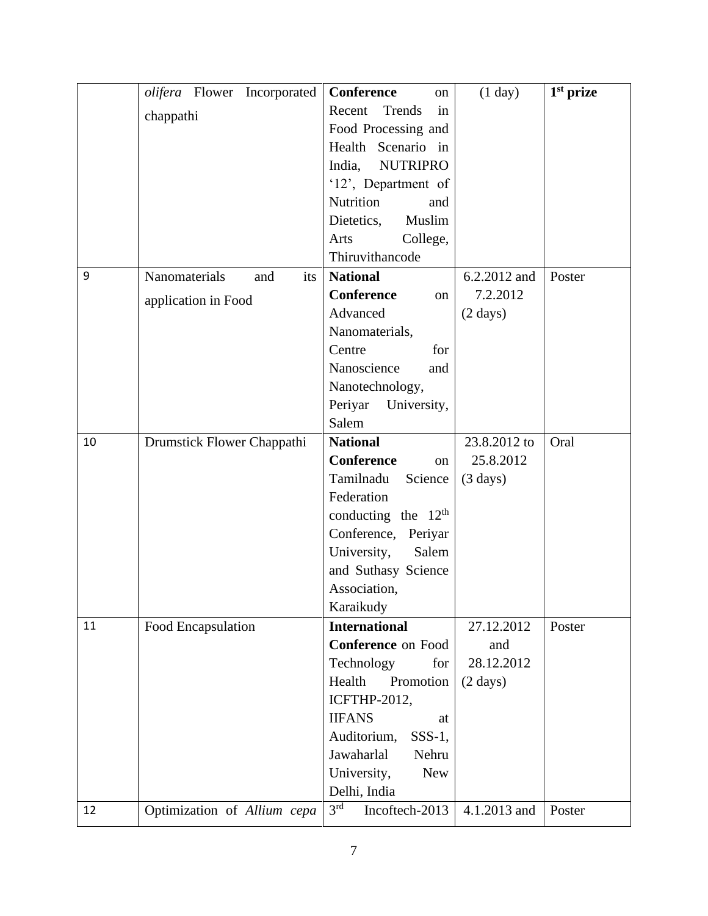| | | | | |
|---|---|---|---|---|
| | *olifera* Flower Incorporated chappathi | **Conference** on Recent Trends in Food Processing and Health Scenario in India, NUTRIPRO '12', Department of Nutrition and Dietetics, Muslim Arts College, Thiruvithancode | (1 day) | **1st prize** |
| 9 | Nanomaterials and its application in Food | **National Conference** on Advanced Nanomaterials, Centre for Nanoscience and Nanotechnology, Periyar University, Salem | 6.2.2012 and 7.2.2012 (2 days) | Poster |
| 10 | Drumstick Flower Chappathi | **National Conference** on Tamilnadu Science Federation conducting the 12th Conference, Periyar University, Salem and Suthasy Science Association, Karaikudy | 23.8.2012 to 25.8.2012 (3 days) | Oral |
| 11 | Food Encapsulation | **International Conference** on Food Technology for Health Promotion ICFTHP-2012, IIFANS at Auditorium, SSS-1, Jawaharlal Nehru University, New Delhi, India | 27.12.2012 and 28.12.2012 (2 days) | Poster |
| 12 | Optimization of *Allium cepa* | 3rd Incoftech-2013 | 4.1.2013 and | Poster |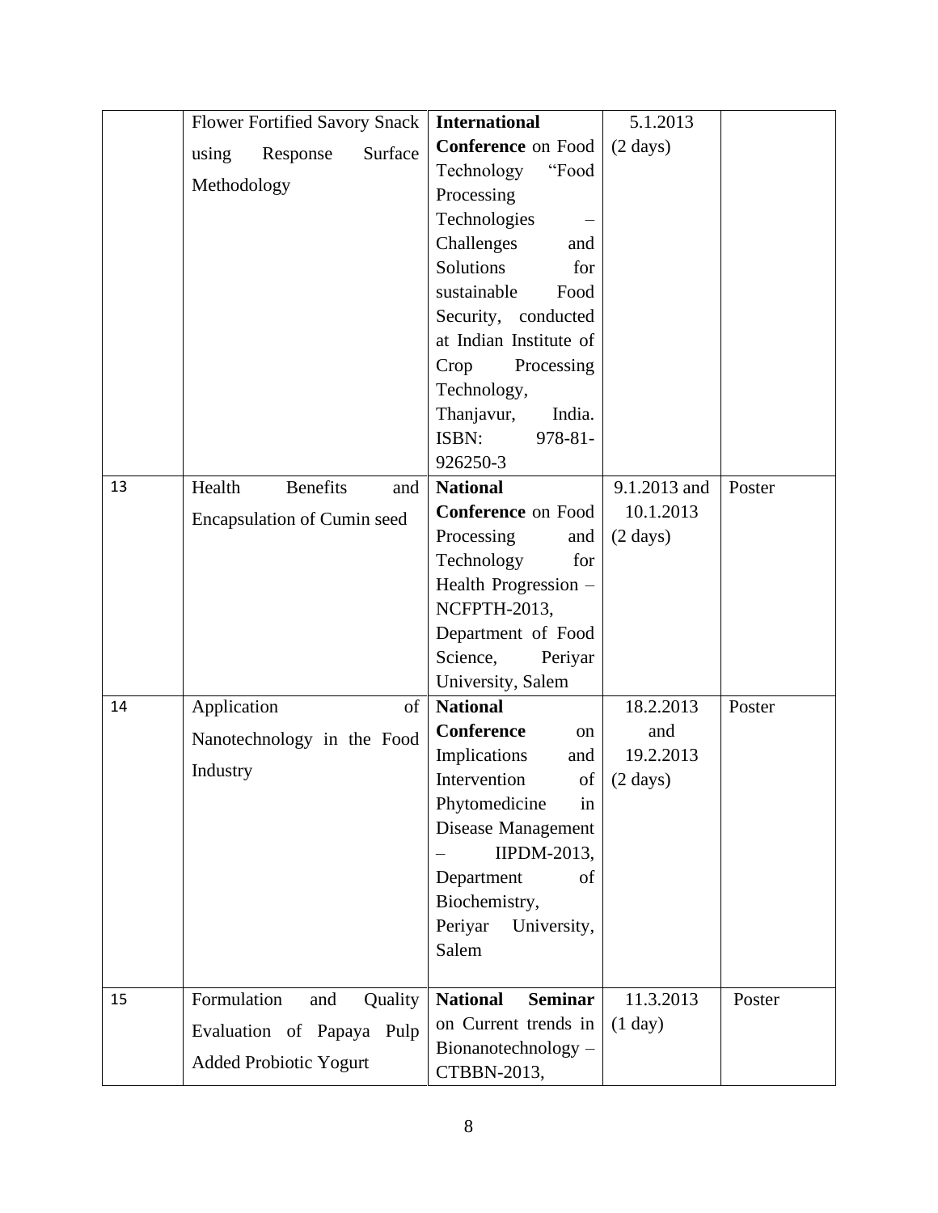| | | | | |
|---|---|---|---|---|
| | Flower Fortified Savory Snack using Response Surface Methodology | **International Conference** on Food Technology "Food Processing Technologies – Challenges and Solutions for sustainable Food Security, conducted at Indian Institute of Crop Processing Technology, Thanjavur, India. ISBN: 978-81-926250-3 | 5.1.2013 (2 days) | |
| 13 | Health Benefits and Encapsulation of Cumin seed | **National Conference** on Food Processing and Technology for Health Progression – NCFPTH-2013, Department of Food Science, Periyar University, Salem | 9.1.2013 and 10.1.2013 (2 days) | Poster |
| 14 | Application of Nanotechnology in the Food Industry | **National Conference** on Implications and Intervention of Phytomedicine in Disease Management – IIPDM-2013, Department of Biochemistry, Periyar University, Salem | 18.2.2013 and 19.2.2013 (2 days) | Poster |
| 15 | Formulation and Quality Evaluation of Papaya Pulp Added Probiotic Yogurt | **National Seminar** on Current trends in Bionanotechnology – CTBBN-2013, | 11.3.2013 (1 day) | Poster |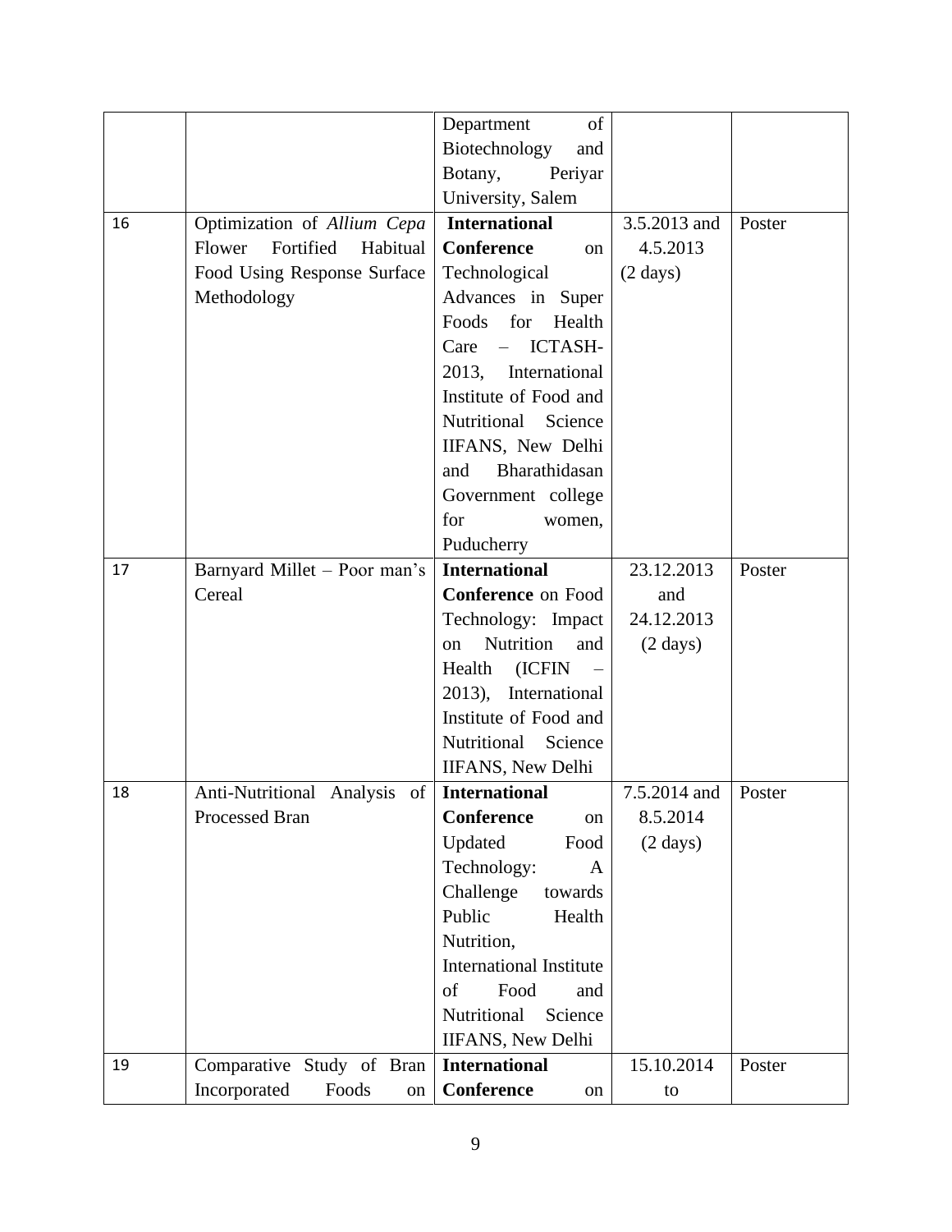| | | Department of Biotechnology and Botany, Periyar University, Salem | | |
|---|---|---|---|---|
| 16 | Optimization of *Allium Cepa* Flower Fortified Habitual Food Using Response Surface Methodology | **International Conference** on Technological Advances in Super Foods for Health Care – ICTASH-2013, International Institute of Food and Nutritional Science IIFANS, New Delhi and Bharathidasan Government college for women, Puducherry | 3.5.2013 and 4.5.2013 (2 days) | Poster |
| 17 | Barnyard Millet – Poor man's Cereal | **International Conference** on Food Technology: Impact on Nutrition and Health (ICFIN – 2013), International Institute of Food and Nutritional Science IIFANS, New Delhi | 23.12.2013 and 24.12.2013 (2 days) | Poster |
| 18 | Anti-Nutritional Analysis of Processed Bran | **International Conference** on Updated Food Technology: A Challenge towards Public Health Nutrition, International Institute of Food and Nutritional Science IIFANS, New Delhi | 7.5.2014 and 8.5.2014 (2 days) | Poster |
| 19 | Comparative Study of Bran Incorporated Foods on | **International Conference** on | 15.10.2014 to | Poster |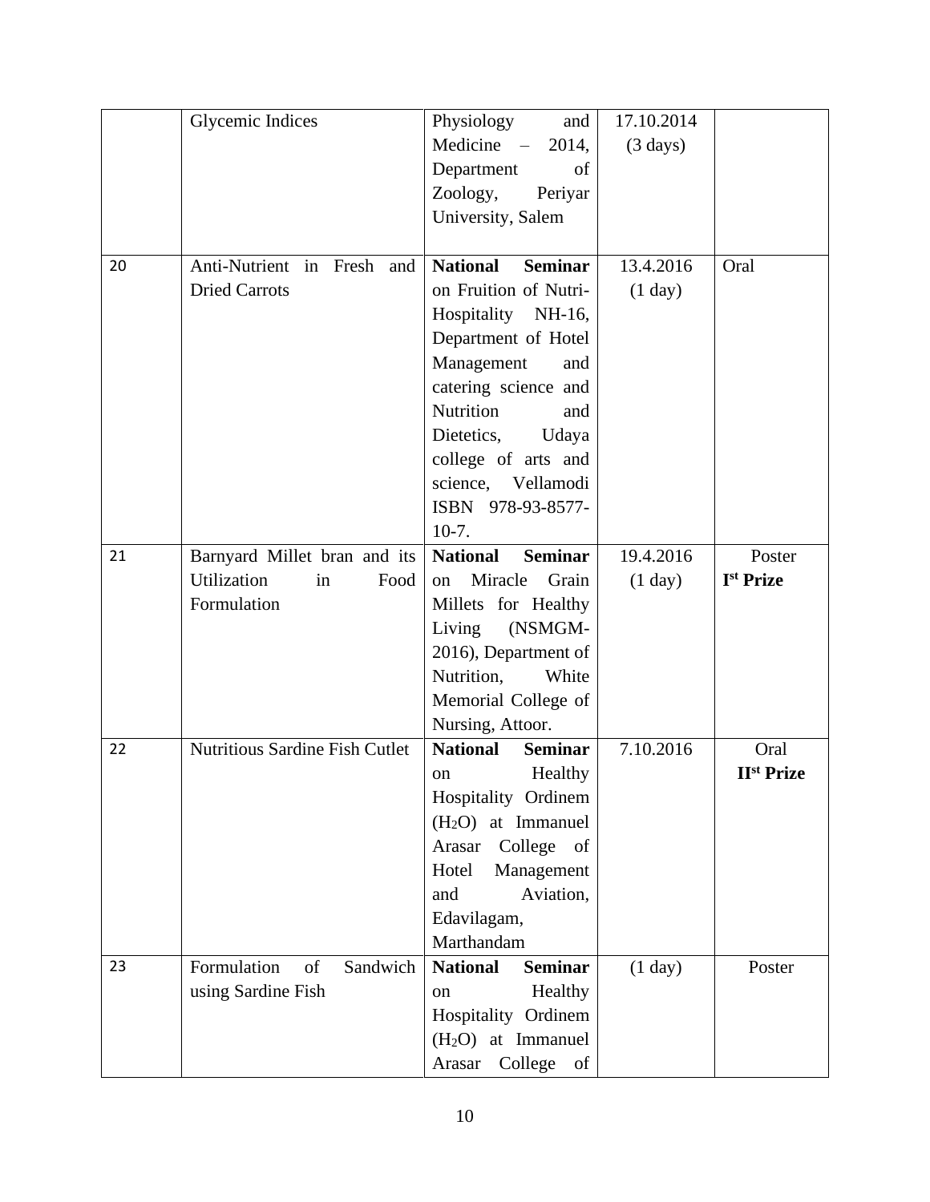|  | Glycemic Indices | Physiology and Medicine – 2014, Department of Zoology, Periyar University, Salem | 17.10.2014 (3 days) |  |
|---|---|---|---|---|
| 20 | Anti-Nutrient in Fresh and Dried Carrots | **National Seminar** on Fruition of Nutri-Hospitality NH-16, Department of Hotel Management and catering science and Nutrition and Dietetics, Udaya college of arts and science, Vellamodi ISBN 978-93-8577-10-7. | 13.4.2016 (1 day) | Oral |
| 21 | Barnyard Millet bran and its Utilization in Food Formulation | **National Seminar** on Miracle Grain Millets for Healthy Living (NSMGM-2016), Department of Nutrition, White Memorial College of Nursing, Attoor. | 19.4.2016 (1 day) | Poster **I**[st] **Prize** |
| 22 | Nutritious Sardine Fish Cutlet | **National Seminar** on Healthy Hospitality Ordinem ($H_2O$) at Immanuel Arasar College of Hotel Management and Aviation, Edavilagam, Marthandam | 7.10.2016 | Oral **II**[st] **Prize** |
| 23 | Formulation of Sandwich using Sardine Fish | **National Seminar** on Healthy Hospitality Ordinem ($H_2O$) at Immanuel Arasar College of | (1 day) | Poster |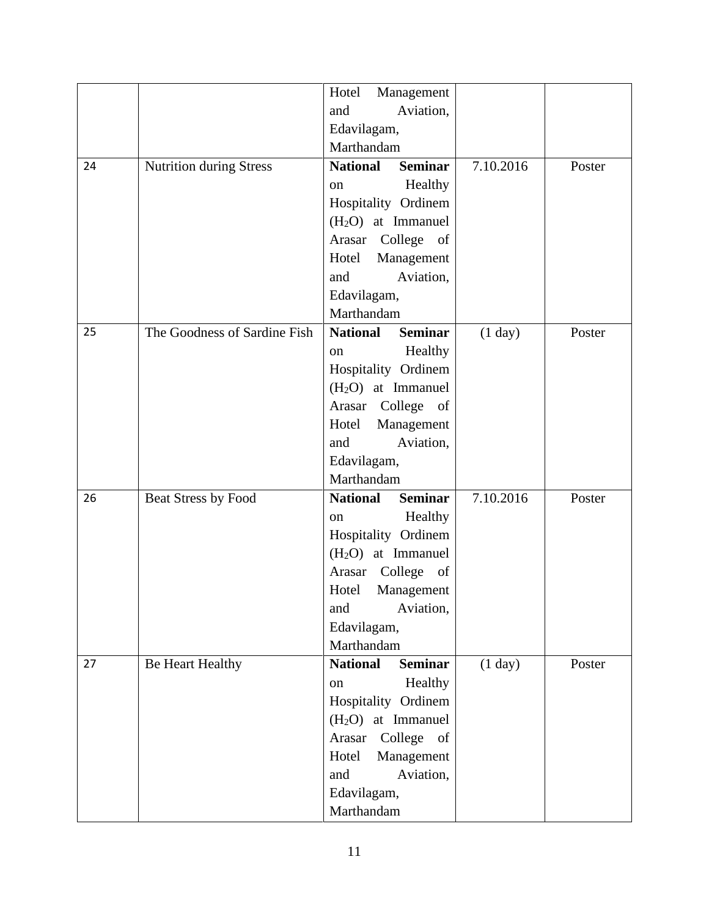| | | Hotel Management and Aviation, Edavilagam, Marthandam | | |
|---|---|---|---|---|
| 24 | Nutrition during Stress | **National Seminar** on Healthy Hospitality Ordinem ($H_2O$) at Immanuel Arasar College of Hotel Management and Aviation, Edavilagam, Marthandam | 7.10.2016 | Poster |
| 25 | The Goodness of Sardine Fish | **National Seminar** on Healthy Hospitality Ordinem ($H_2O$) at Immanuel Arasar College of Hotel Management and Aviation, Edavilagam, Marthandam | (1 day) | Poster |
| 26 | Beat Stress by Food | **National Seminar** on Healthy Hospitality Ordinem ($H_2O$) at Immanuel Arasar College of Hotel Management and Aviation, Edavilagam, Marthandam | 7.10.2016 | Poster |
| 27 | Be Heart Healthy | **National Seminar** on Healthy Hospitality Ordinem ($H_2O$) at Immanuel Arasar College of Hotel Management and Aviation, Edavilagam, Marthandam | (1 day) | Poster |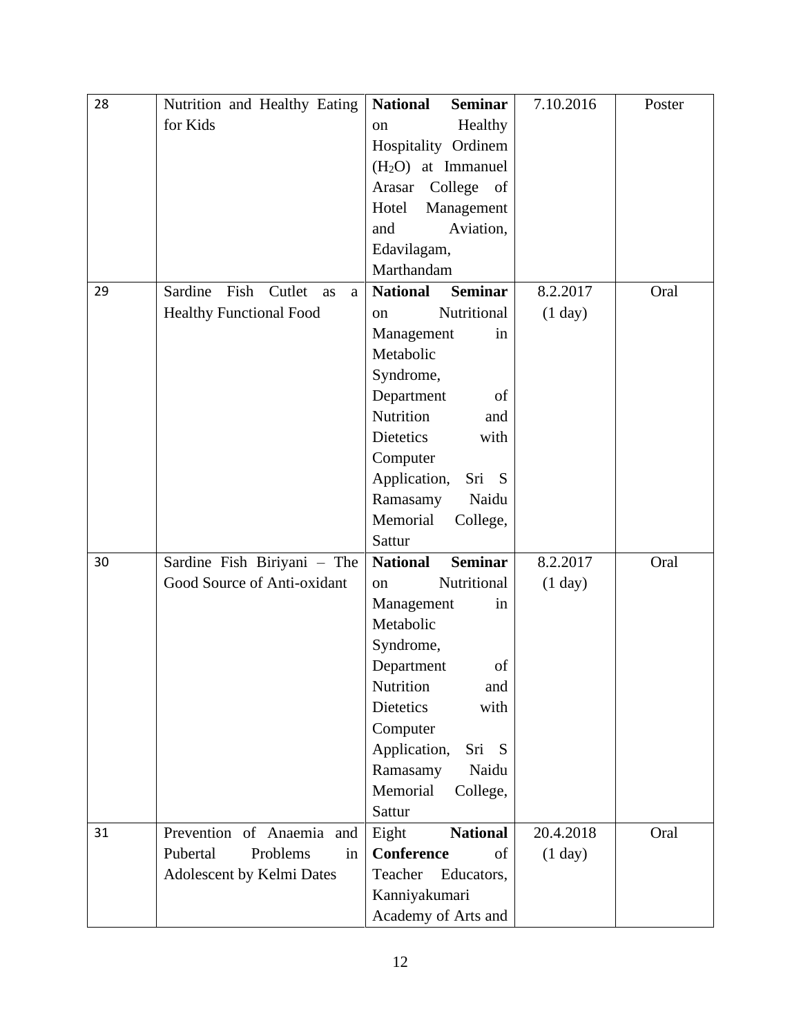| 28 | Nutrition and Healthy Eating for Kids | **National Seminar** on Healthy Hospitality Ordinem ($H_2O$) at Immanuel Arasar College of Hotel Management and Aviation, Edavilagam, Marthandam | 7.10.2016 | Poster |
|---|---|---|---|---|
| 29 | Sardine Fish Cutlet as a Healthy Functional Food | **National Seminar** on Nutritional Management in Metabolic Syndrome, Department of Nutrition and Dietetics with Computer Application, Sri S Ramasamy Naidu Memorial College, Sattur | 8.2.2017 (1 day) | Oral |
| 30 | Sardine Fish Biriyani – The Good Source of Anti-oxidant | **National Seminar** on Nutritional Management in Metabolic Syndrome, Department of Nutrition and Dietetics with Computer Application, Sri S Ramasamy Naidu Memorial College, Sattur | 8.2.2017 (1 day) | Oral |
| 31 | Prevention of Anaemia and Pubertal Problems in Adolescent by Kelmi Dates | Eight **National Conference** of Teacher Educators, Kanniyakumari Academy of Arts and | 20.4.2018 (1 day) | Oral |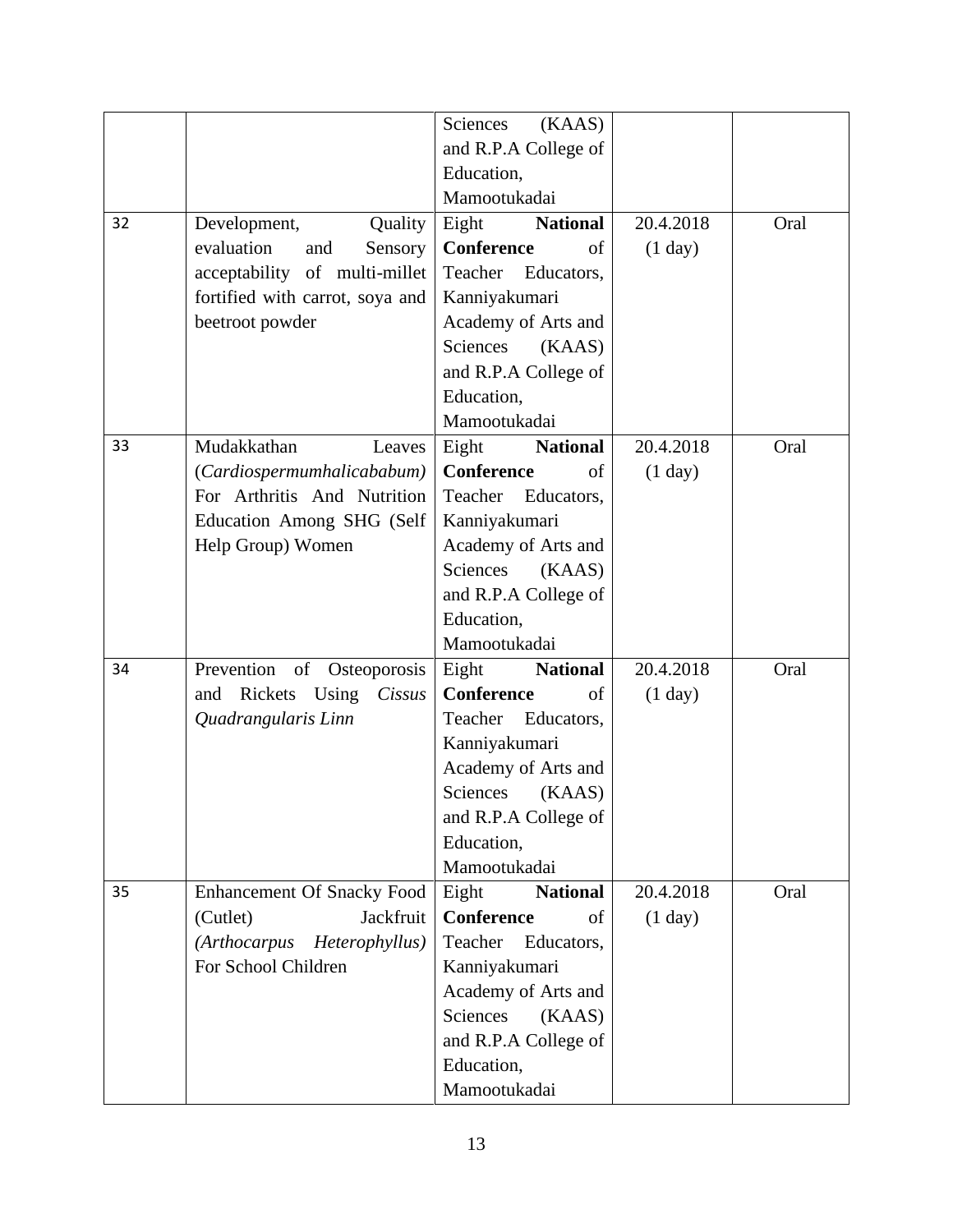| | | Sciences (KAAS) and R.P.A College of Education, Mamootukadai | | |
|---|---|---|---|---|
| 32 | Development, Quality evaluation and Sensory acceptability of multi-millet fortified with carrot, soya and beetroot powder | Eight **National Conference** of Teacher Educators, Kanniyakumari Academy of Arts and Sciences (KAAS) and R.P.A College of Education, Mamootukadai | 20.4.2018 (1 day) | Oral |
| 33 | Mudakkathan Leaves (*Cardiospermumhalicababum)* For Arthritis And Nutrition Education Among SHG (Self Help Group) Women | Eight **National Conference** of Teacher Educators, Kanniyakumari Academy of Arts and Sciences (KAAS) and R.P.A College of Education, Mamootukadai | 20.4.2018 (1 day) | Oral |
| 34 | Prevention of Osteoporosis and Rickets Using *Cissus Quadrangularis Linn* | Eight **National Conference** of Teacher Educators, Kanniyakumari Academy of Arts and Sciences (KAAS) and R.P.A College of Education, Mamootukadai | 20.4.2018 (1 day) | Oral |
| 35 | Enhancement Of Snacky Food (Cutlet) Jackfruit *(Arthocarpus Heterophyllus)* For School Children | Eight **National Conference** of Teacher Educators, Kanniyakumari Academy of Arts and Sciences (KAAS) and R.P.A College of Education, Mamootukadai | 20.4.2018 (1 day) | Oral |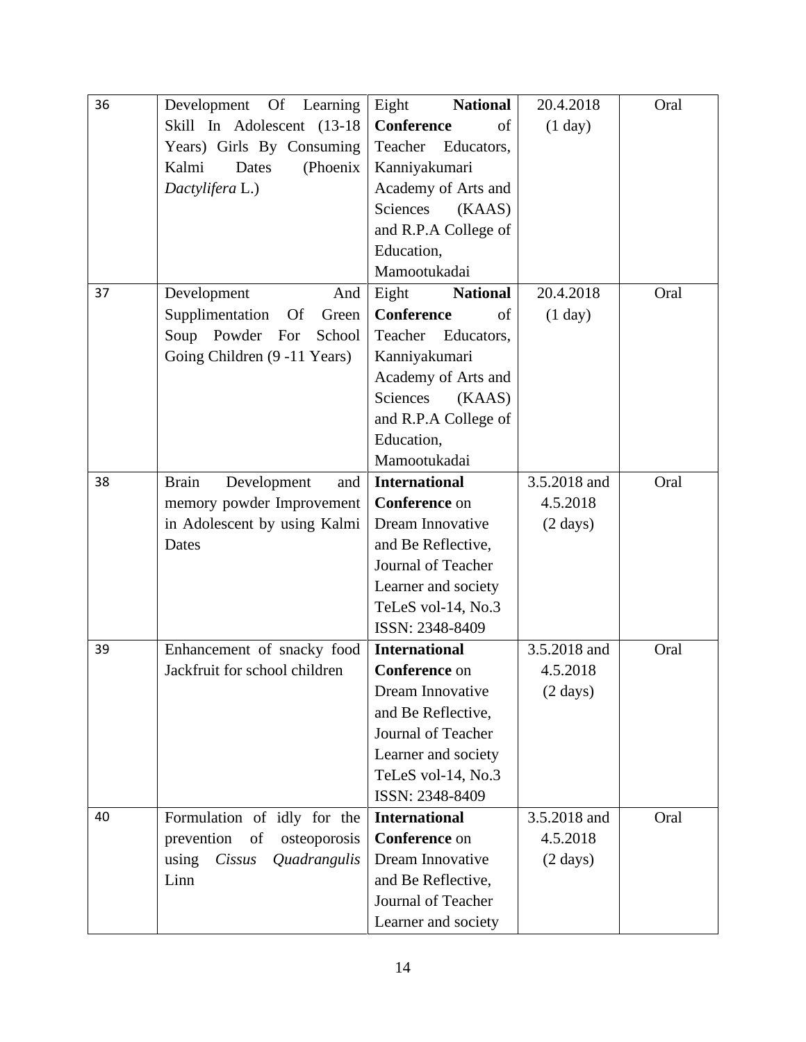| 36 | Development Of Learning Skill In Adolescent (13-18 Years) Girls By Consuming Kalmi Dates (Phoenix *Dactylifera* L.) | Eight **National Conference** of Teacher Educators, Kanniyakumari Academy of Arts and Sciences (KAAS) and R.P.A College of Education, Mamootukadai | 20.4.2018 (1 day) | Oral |
|---|---|---|---|---|
| 37 | Development And Supplimentation Of Green Soup Powder For School Going Children (9 -11 Years) | Eight **National Conference** of Teacher Educators, Kanniyakumari Academy of Arts and Sciences (KAAS) and R.P.A College of Education, Mamootukadai | 20.4.2018 (1 day) | Oral |
| 38 | Brain Development and memory powder Improvement in Adolescent by using Kalmi Dates | **International Conference** on Dream Innovative and Be Reflective, Journal of Teacher Learner and society TeLeS vol-14, No.3 ISSN: 2348-8409 | 3.5.2018 and 4.5.2018 (2 days) | Oral |
| 39 | Enhancement of snacky food Jackfruit for school children | **International Conference** on Dream Innovative and Be Reflective, Journal of Teacher Learner and society TeLeS vol-14, No.3 ISSN: 2348-8409 | 3.5.2018 and 4.5.2018 (2 days) | Oral |
| 40 | Formulation of idly for the prevention of osteoporosis using *Cissus Quadrangulis* Linn | **International Conference** on Dream Innovative and Be Reflective, Journal of Teacher Learner and society | 3.5.2018 and 4.5.2018 (2 days) | Oral |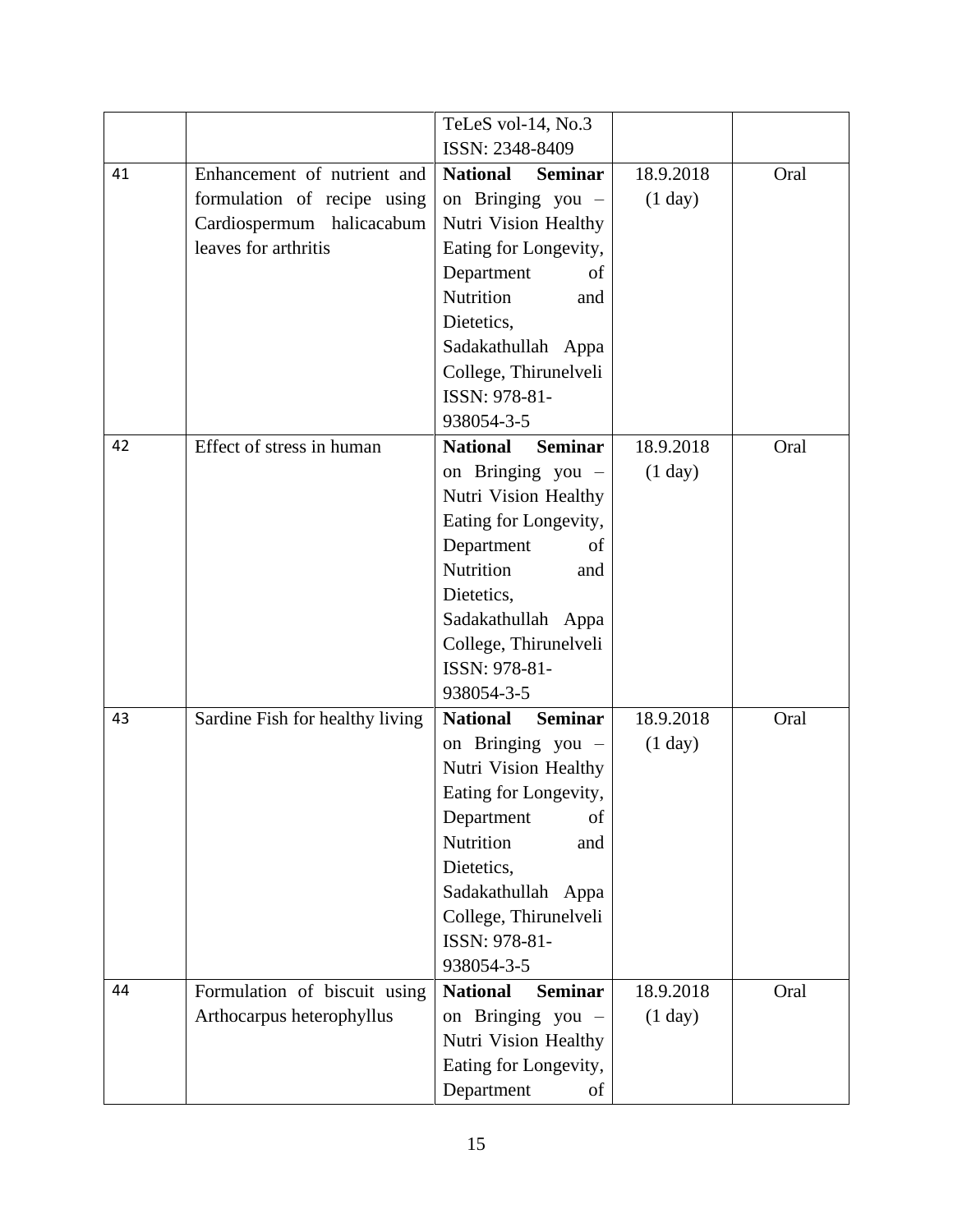|  |  | TeLeS vol-14, No.3 ISSN: 2348-8409 |  |  |
|---|---|---|---|---|
| 41 | Enhancement of nutrient and formulation of recipe using Cardiospermum halicacabum leaves for arthritis | **National Seminar** on Bringing you – Nutri Vision Healthy Eating for Longevity, Department of Nutrition and Dietetics, Sadakathullah Appa College, Thirunelveli ISSN: 978-81-938054-3-5 | 18.9.2018 (1 day) | Oral |
| 42 | Effect of stress in human | **National Seminar** on Bringing you – Nutri Vision Healthy Eating for Longevity, Department of Nutrition and Dietetics, Sadakathullah Appa College, Thirunelveli ISSN: 978-81-938054-3-5 | 18.9.2018 (1 day) | Oral |
| 43 | Sardine Fish for healthy living | **National Seminar** on Bringing you – Nutri Vision Healthy Eating for Longevity, Department of Nutrition and Dietetics, Sadakathullah Appa College, Thirunelveli ISSN: 978-81-938054-3-5 | 18.9.2018 (1 day) | Oral |
| 44 | Formulation of biscuit using Arthocarpus heterophyllus | **National Seminar** on Bringing you – Nutri Vision Healthy Eating for Longevity, Department of | 18.9.2018 (1 day) | Oral |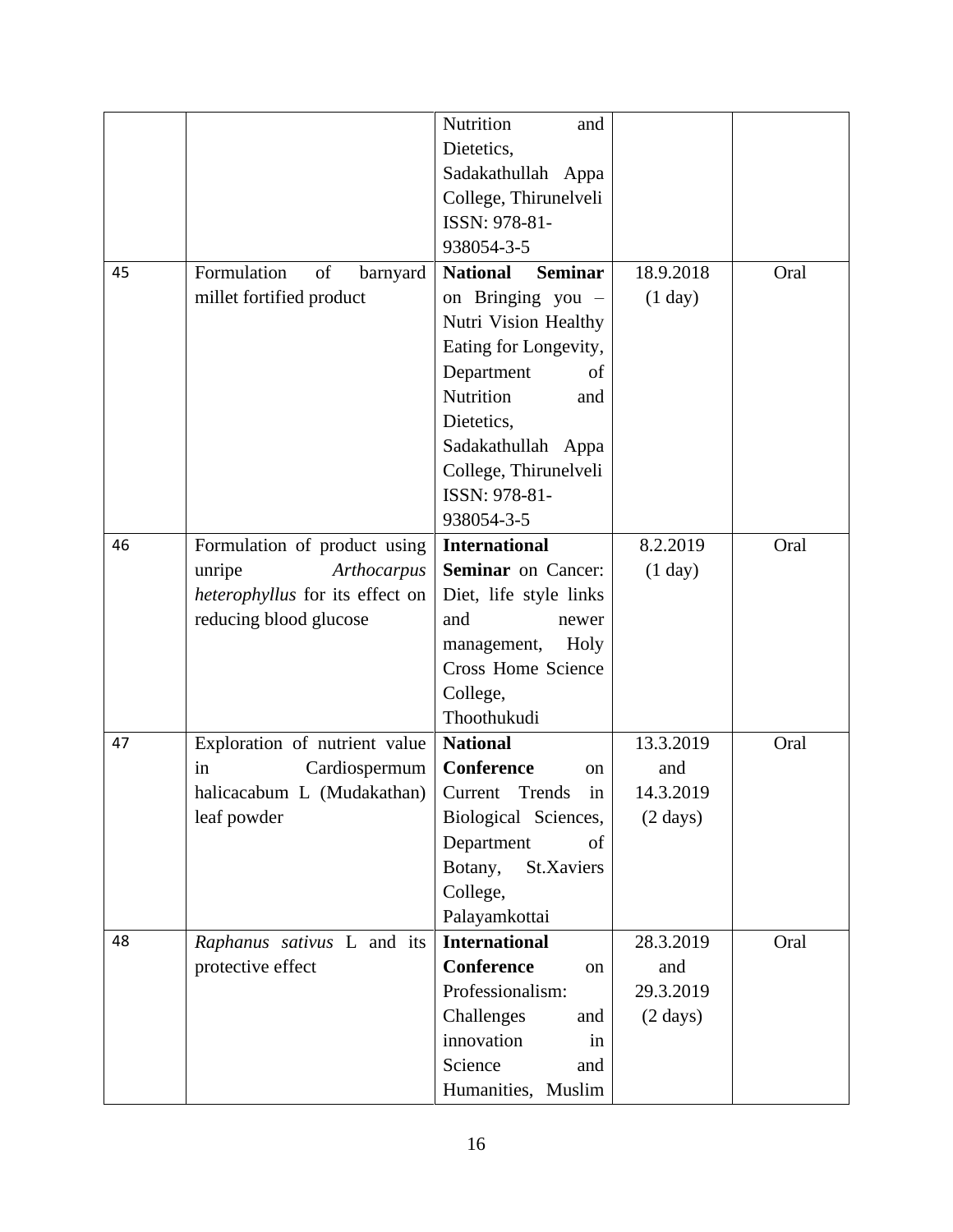| | | Nutrition and Dietetics, Sadakathullah Appa College, Thirunelveli ISSN: 978-81-938054-3-5 | | |
|---|---|---|---|---|
| 45 | Formulation of barnyard millet fortified product | **National Seminar** on Bringing you – Nutri Vision Healthy Eating for Longevity, Department of Nutrition and Dietetics, Sadakathullah Appa College, Thirunelveli ISSN: 978-81-938054-3-5 | 18.9.2018 (1 day) | Oral |
| 46 | Formulation of product using unripe *Arthocarpus heterophyllus* for its effect on reducing blood glucose | **International Seminar** on Cancer: Diet, life style links and newer management, Holy Cross Home Science College, Thoothukudi | 8.2.2019 (1 day) | Oral |
| 47 | Exploration of nutrient value in Cardiospermum halicacabum L (Mudakathan) leaf powder | **National Conference** on Current Trends in Biological Sciences, Department of Botany, St.Xaviers College, Palayamkottai | 13.3.2019 and 14.3.2019 (2 days) | Oral |
| 48 | *Raphanus sativus* L and its protective effect | **International Conference** on Professionalism: Challenges and innovation in Science and Humanities, Muslim | 28.3.2019 and 29.3.2019 (2 days) | Oral |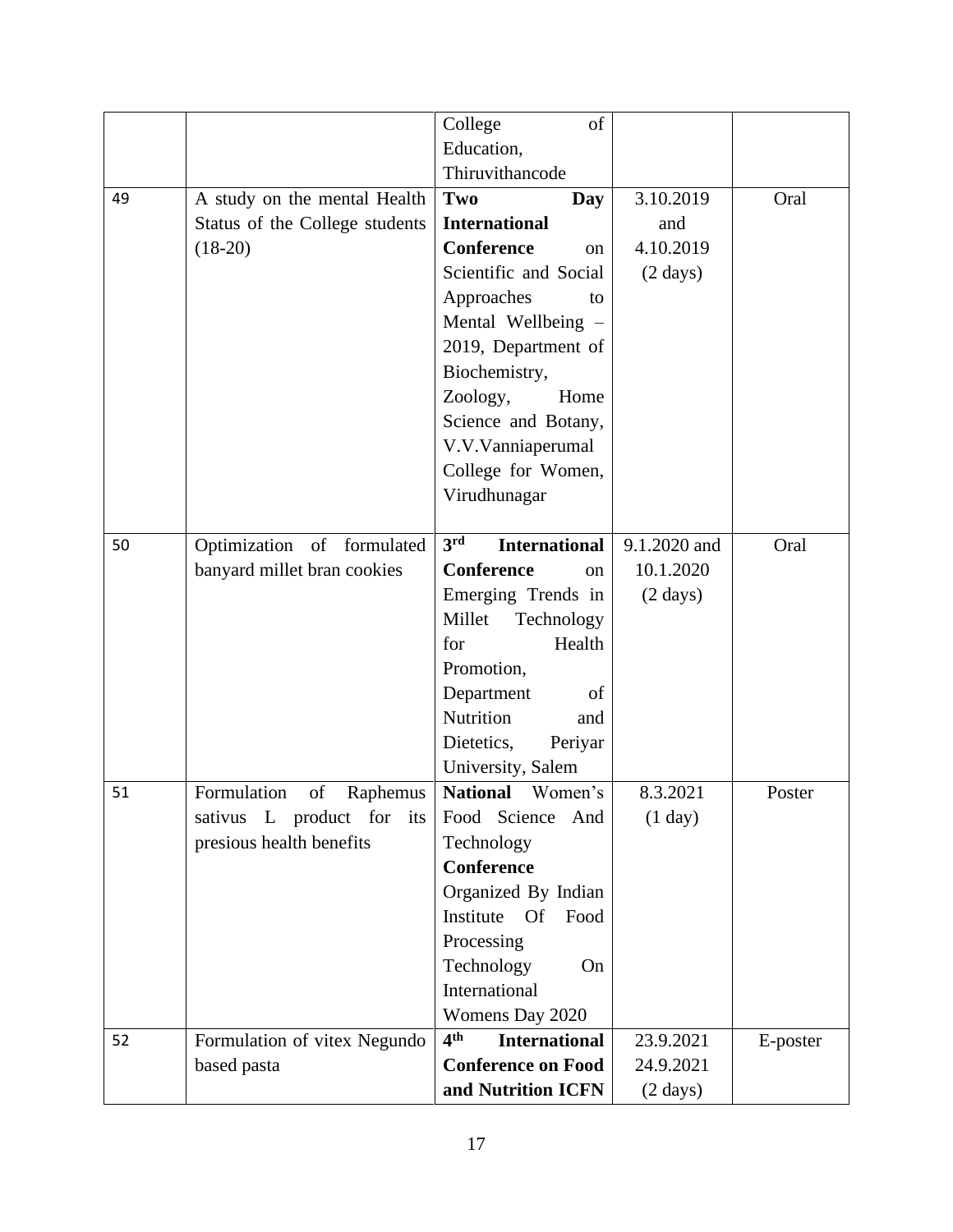|  |  | College of Education, Thiruvithancode |  |  |
|---|---|---|---|---|
| 49 | A study on the mental Health Status of the College students (18-20) | **Two Day International Conference** on Scientific and Social Approaches to Mental Wellbeing – 2019, Department of Biochemistry, Zoology, Home Science and Botany, V.V.Vanniaperumal College for Women, Virudhunagar | 3.10.2019 and 4.10.2019 (2 days) | Oral |
| 50 | Optimization of formulated banyard millet bran cookies | **3rd International Conference** on Emerging Trends in Millet Technology for Health Promotion, Department of Nutrition and Dietetics, Periyar University, Salem | 9.1.2020 and 10.1.2020 (2 days) | Oral |
| 51 | Formulation of Raphemus sativus L product for its presious health benefits | **National** Women's Food Science And Technology **Conference** Organized By Indian Institute Of Food Processing Technology On International Womens Day 2020 | 8.3.2021 (1 day) | Poster |
| 52 | Formulation of vitex Negundo based pasta | **4th International Conference on Food and Nutrition ICFN** | 23.9.2021 24.9.2021 (2 days) | E-poster |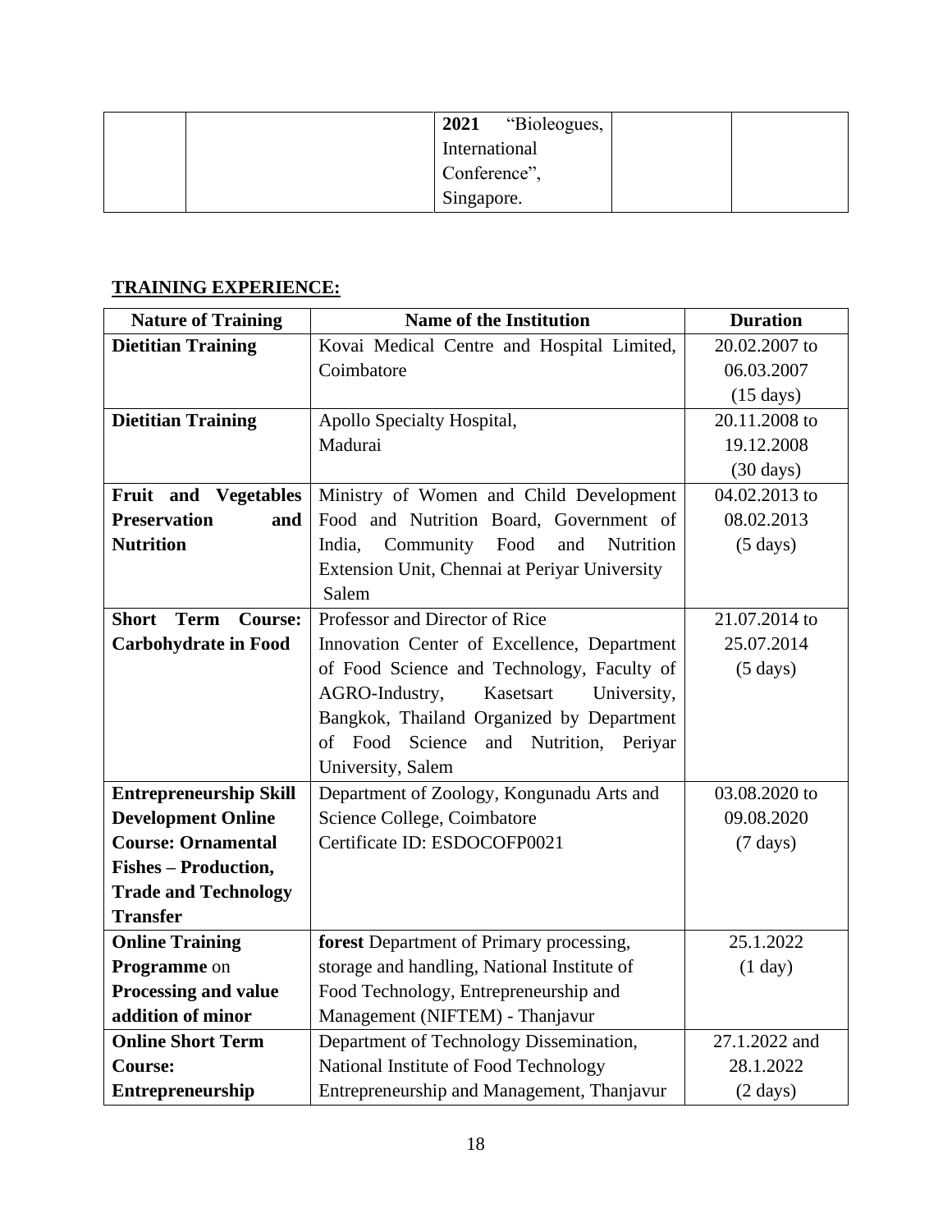| | | **2021** "Bioleogues, International Conference", Singapore. | | |
|---|---|---|---|---|

## TRAINING EXPERIENCE:

| Nature of Training | Name of the Institution | Duration |
|---|---|---|
| **Dietitian Training** | Kovai Medical Centre and Hospital Limited, Coimbatore | 20.02.2007 to 06.03.2007 (15 days) |
| **Dietitian Training** | Apollo Specialty Hospital, Madurai | 20.11.2008 to 19.12.2008 (30 days) |
| **Fruit and Vegetables Preservation and Nutrition** | Ministry of Women and Child Development Food and Nutrition Board, Government of India, Community Food and Nutrition Extension Unit, Chennai at Periyar University Salem | 04.02.2013 to 08.02.2013 (5 days) |
| **Short Term Course: Carbohydrate in Food** | Professor and Director of Rice Innovation Center of Excellence, Department of Food Science and Technology, Faculty of AGRO-Industry, Kasetsart University, Bangkok, Thailand Organized by Department of Food Science and Nutrition, Periyar University, Salem | 21.07.2014 to 25.07.2014 (5 days) |
| **Entrepreneurship Skill Development Online Course: Ornamental Fishes – Production, Trade and Technology Transfer** | Department of Zoology, Kongunadu Arts and Science College, Coimbatore Certificate ID: ESDOCOFP0021 | 03.08.2020 to 09.08.2020 (7 days) |
| **Online Training Programme** on **Processing and value addition of minor** | **forest** Department of Primary processing, storage and handling, National Institute of Food Technology, Entrepreneurship and Management (NIFTEM) - Thanjavur | 25.1.2022 (1 day) |
| **Online Short Term Course: Entrepreneurship** | Department of Technology Dissemination, National Institute of Food Technology Entrepreneurship and Management, Thanjavur | 27.1.2022 and 28.1.2022 (2 days) |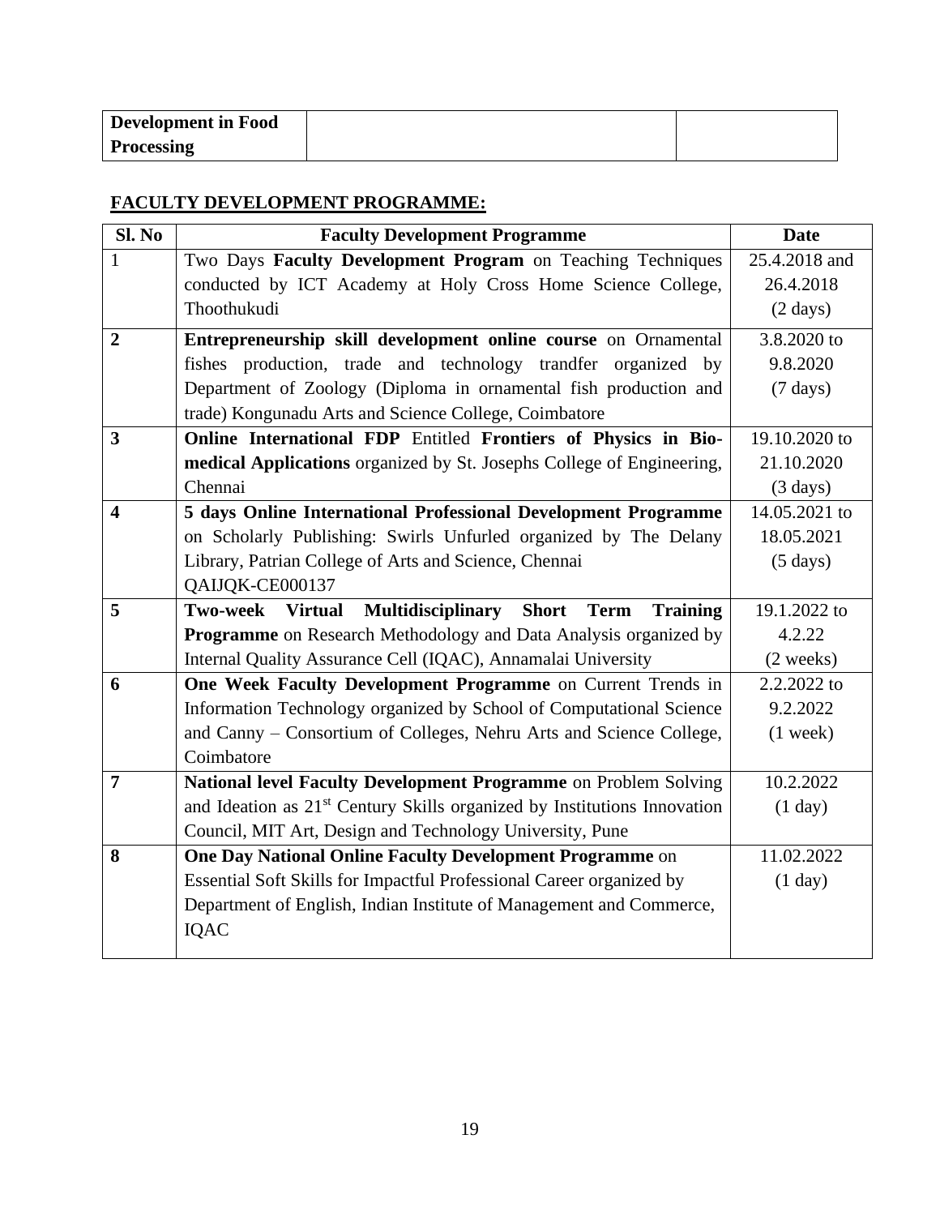| **Development in Food Processing** | | |
|---|---|---|

## FACULTY DEVELOPMENT PROGRAMME:

| Sl. No | Faculty Development Programme | Date |
|---|---|---|
| 1 | Two Days **Faculty Development Program** on Teaching Techniques conducted by ICT Academy at Holy Cross Home Science College, Thoothukudi | 25.4.2018 and 26.4.2018 (2 days) |
| **2** | **Entrepreneurship skill development online course** on Ornamental fishes production, trade and technology trandfer organized by Department of Zoology (Diploma in ornamental fish production and trade) Kongunadu Arts and Science College, Coimbatore | 3.8.2020 to 9.8.2020 (7 days) |
| **3** | **Online International FDP** Entitled **Frontiers of Physics in Bio-medical Applications** organized by St. Josephs College of Engineering, Chennai | 19.10.2020 to 21.10.2020 (3 days) |
| **4** | **5 days Online International Professional Development Programme** on Scholarly Publishing: Swirls Unfurled organized by The Delany Library, Patrian College of Arts and Science, Chennai QAIJQK-CE000137 | 14.05.2021 to 18.05.2021 (5 days) |
| **5** | **Two-week Virtual Multidisciplinary Short Term Training Programme** on Research Methodology and Data Analysis organized by Internal Quality Assurance Cell (IQAC), Annamalai University | 19.1.2022 to 4.2.22 (2 weeks) |
| **6** | **One Week Faculty Development Programme** on Current Trends in Information Technology organized by School of Computational Science and Canny – Consortium of Colleges, Nehru Arts and Science College, Coimbatore | 2.2.2022 to 9.2.2022 (1 week) |
| **7** | **National level Faculty Development Programme** on Problem Solving and Ideation as 21st Century Skills organized by Institutions Innovation Council, MIT Art, Design and Technology University, Pune | 10.2.2022 (1 day) |
| **8** | **One Day National Online Faculty Development Programme** on Essential Soft Skills for Impactful Professional Career organized by Department of English, Indian Institute of Management and Commerce, IQAC | 11.02.2022 (1 day) |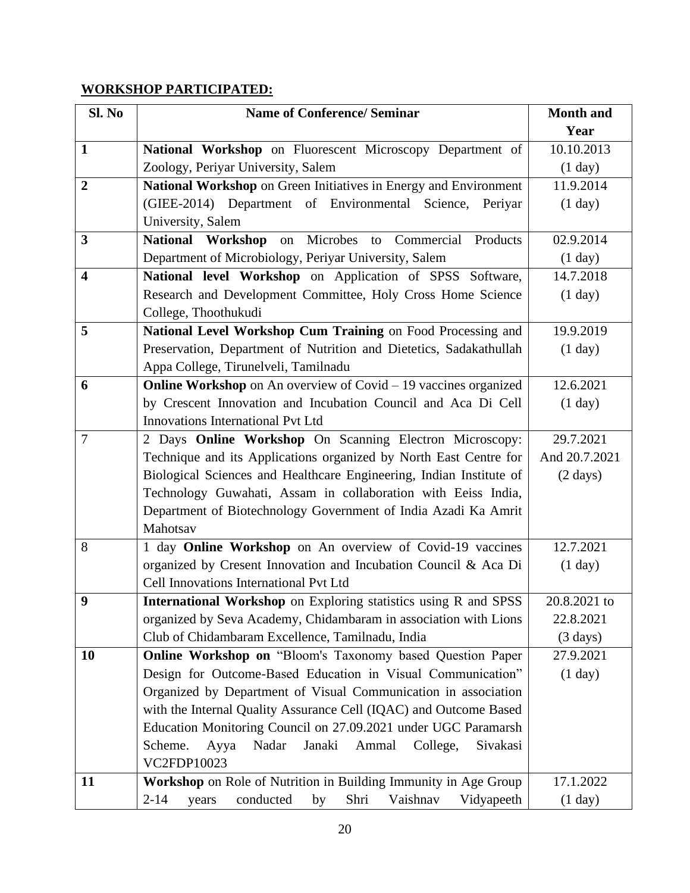## WORKSHOP PARTICIPATED:

| Sl. No | Name of Conference/ Seminar | Month and Year |
|---|---|---|
| **1** | **National Workshop** on Fluorescent Microscopy Department of Zoology, Periyar University, Salem | 10.10.2013 (1 day) |
| **2** | **National Workshop** on Green Initiatives in Energy and Environment (GIEE-2014) Department of Environmental Science, Periyar University, Salem | 11.9.2014 (1 day) |
| **3** | **National Workshop** on Microbes to Commercial Products Department of Microbiology, Periyar University, Salem | 02.9.2014 (1 day) |
| **4** | **National level Workshop** on Application of SPSS Software, Research and Development Committee, Holy Cross Home Science College, Thoothukudi | 14.7.2018 (1 day) |
| **5** | **National Level Workshop Cum Training** on Food Processing and Preservation, Department of Nutrition and Dietetics, Sadakathullah Appa College, Tirunelveli, Tamilnadu | 19.9.2019 (1 day) |
| **6** | **Online Workshop** on An overview of Covid – 19 vaccines organized by Crescent Innovation and Incubation Council and Aca Di Cell Innovations International Pvt Ltd | 12.6.2021 (1 day) |
| 7 | 2 Days **Online Workshop** On Scanning Electron Microscopy: Technique and its Applications organized by North East Centre for Biological Sciences and Healthcare Engineering, Indian Institute of Technology Guwahati, Assam in collaboration with Eeiss India, Department of Biotechnology Government of India Azadi Ka Amrit Mahotsav | 29.7.2021 And 20.7.2021 (2 days) |
| 8 | 1 day **Online Workshop** on An overview of Covid-19 vaccines organized by Cresent Innovation and Incubation Council & Aca Di Cell Innovations International Pvt Ltd | 12.7.2021 (1 day) |
| **9** | **International Workshop** on Exploring statistics using R and SPSS organized by Seva Academy, Chidambaram in association with Lions Club of Chidambaram Excellence, Tamilnadu, India | 20.8.2021 to 22.8.2021 (3 days) |
| **10** | **Online Workshop on** "Bloom's Taxonomy based Question Paper Design for Outcome-Based Education in Visual Communication" Organized by Department of Visual Communication in association with the Internal Quality Assurance Cell (IQAC) and Outcome Based Education Monitoring Council on 27.09.2021 under UGC Paramarsh Scheme. Ayya Nadar Janaki Ammal College, Sivakasi VC2FDP10023 | 27.9.2021 (1 day) |
| **11** | **Workshop** on Role of Nutrition in Building Immunity in Age Group 2-14 years conducted by Shri Vaishnav Vidyapeeth | 17.1.2022 (1 day) |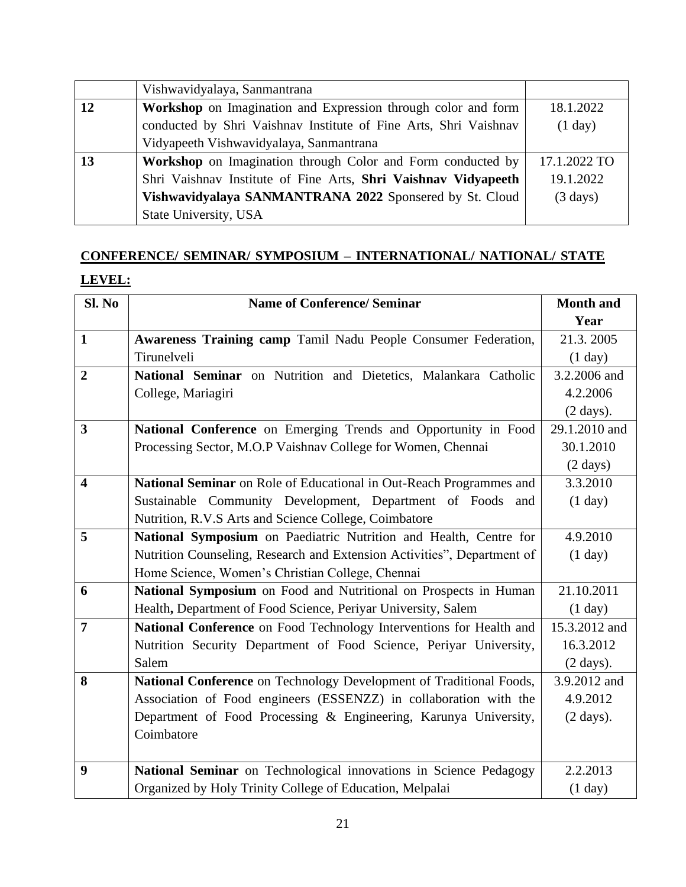|  | Vishwavidyalaya, Sanmantrana |  |
|---|---|---|
| **12** | **Workshop** on Imagination and Expression through color and form conducted by Shri Vaishnav Institute of Fine Arts, Shri Vaishnav Vidyapeeth Vishwavidyalaya, Sanmantrana | 18.1.2022 (1 day) |
| **13** | **Workshop** on Imagination through Color and Form conducted by Shri Vaishnav Institute of Fine Arts, **Shri Vaishnav Vidyapeeth Vishwavidyalaya SANMANTRANA 2022** Sponsered by St. Cloud State University, USA | 17.1.2022 TO 19.1.2022 (3 days) |

**CONFERENCE/ SEMINAR/ SYMPOSIUM – INTERNATIONAL/ NATIONAL/ STATE LEVEL:**

| Sl. No | Name of Conference/ Seminar | Month and Year |
|---|---|---|
| **1** | **Awareness Training camp** Tamil Nadu People Consumer Federation, Tirunelveli | 21.3. 2005 (1 day) |
| **2** | **National Seminar** on Nutrition and Dietetics, Malankara Catholic College, Mariagiri | 3.2.2006 and 4.2.2006 (2 days). |
| **3** | **National Conference** on Emerging Trends and Opportunity in Food Processing Sector, M.O.P Vaishnav College for Women, Chennai | 29.1.2010 and 30.1.2010 (2 days) |
| **4** | **National Seminar** on Role of Educational in Out-Reach Programmes and Sustainable Community Development, Department of Foods and Nutrition, R.V.S Arts and Science College, Coimbatore | 3.3.2010 (1 day) |
| **5** | **National Symposium** on Paediatric Nutrition and Health, Centre for Nutrition Counseling, Research and Extension Activities", Department of Home Science, Women's Christian College, Chennai | 4.9.2010 (1 day) |
| **6** | **National Symposium** on Food and Nutritional on Prospects in Human Health**,** Department of Food Science, Periyar University, Salem | 21.10.2011 (1 day) |
| **7** | **National Conference** on Food Technology Interventions for Health and Nutrition Security Department of Food Science, Periyar University, Salem | 15.3.2012 and 16.3.2012 (2 days). |
| **8** | **National Conference** on Technology Development of Traditional Foods, Association of Food engineers (ESSENZZ) in collaboration with the Department of Food Processing & Engineering, Karunya University, Coimbatore | 3.9.2012 and 4.9.2012 (2 days). |
| **9** | **National Seminar** on Technological innovations in Science Pedagogy Organized by Holy Trinity College of Education, Melpalai | 2.2.2013 (1 day) |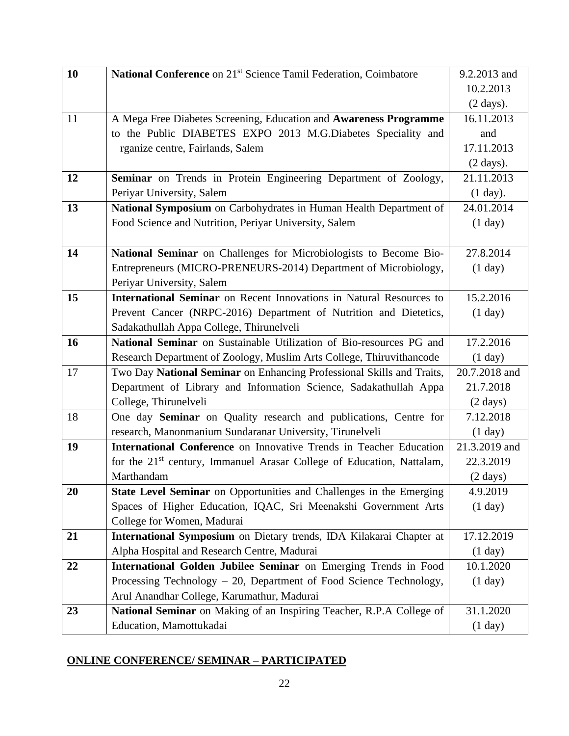| **10** | **National Conference** on 21st Science Tamil Federation, Coimbatore | 9.2.2013 and 10.2.2013 (2 days). |
|---|---|---|
| 11 | A Mega Free Diabetes Screening, Education and **Awareness Programme** to the Public DIABETES EXPO 2013 M.G.Diabetes Speciality and rganize centre, Fairlands, Salem | 16.11.2013 and 17.11.2013 (2 days). |
| **12** | **Seminar** on Trends in Protein Engineering Department of Zoology, Periyar University, Salem | 21.11.2013 (1 day). |
| **13** | **National Symposium** on Carbohydrates in Human Health Department of Food Science and Nutrition, Periyar University, Salem | 24.01.2014 (1 day) |
| **14** | **National Seminar** on Challenges for Microbiologists to Become Bio-Entrepreneurs (MICRO-PRENEURS-2014) Department of Microbiology, Periyar University, Salem | 27.8.2014 (1 day) |
| **15** | **International Seminar** on Recent Innovations in Natural Resources to Prevent Cancer (NRPC-2016) Department of Nutrition and Dietetics, Sadakathullah Appa College, Thirunelveli | 15.2.2016 (1 day) |
| **16** | **National Seminar** on Sustainable Utilization of Bio-resources PG and Research Department of Zoology, Muslim Arts College, Thiruvithancode | 17.2.2016 (1 day) |
| 17 | Two Day **National Seminar** on Enhancing Professional Skills and Traits, Department of Library and Information Science, Sadakathullah Appa College, Thirunelveli | 20.7.2018 and 21.7.2018 (2 days) |
| 18 | One day **Seminar** on Quality research and publications, Centre for research, Manonmanium Sundaranar University, Tirunelveli | 7.12.2018 (1 day) |
| **19** | **International Conference** on Innovative Trends in Teacher Education for the 21st century, Immanuel Arasar College of Education, Nattalam, Marthandam | 21.3.2019 and 22.3.2019 (2 days) |
| **20** | **State Level Seminar** on Opportunities and Challenges in the Emerging Spaces of Higher Education, IQAC, Sri Meenakshi Government Arts College for Women, Madurai | 4.9.2019 (1 day) |
| **21** | **International Symposium** on Dietary trends, IDA Kilakarai Chapter at Alpha Hospital and Research Centre, Madurai | 17.12.2019 (1 day) |
| **22** | **International Golden Jubilee Seminar** on Emerging Trends in Food Processing Technology – 20, Department of Food Science Technology, Arul Anandhar College, Karumathur, Madurai | 10.1.2020 (1 day) |
| **23** | **National Seminar** on Making of an Inspiring Teacher, R.P.A College of Education, Mamottukadai | 31.1.2020 (1 day) |

## ONLINE CONFERENCE/ SEMINAR – PARTICIPATED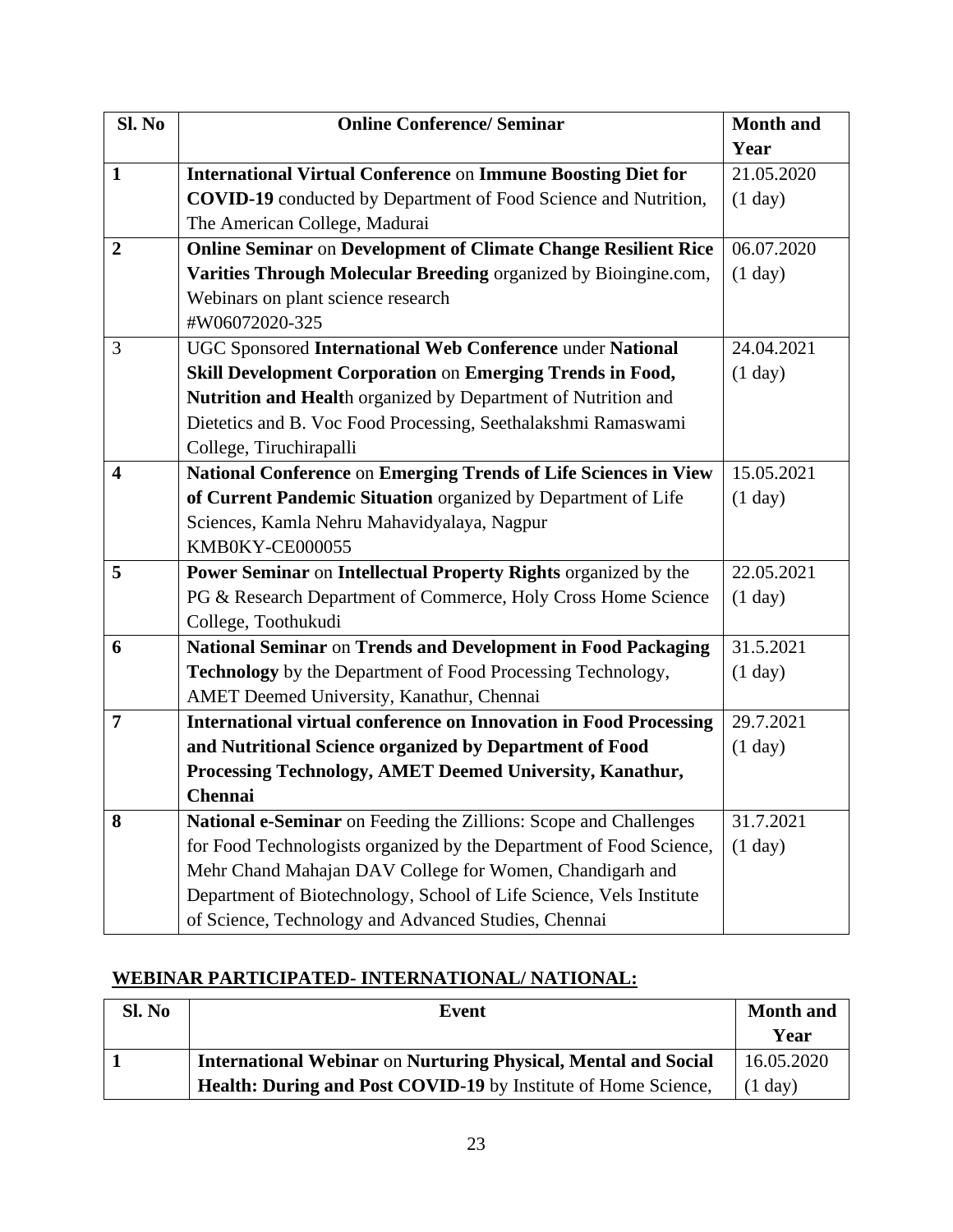| Sl. No | Online Conference/ Seminar | Month and Year |
|---|---|---|
| **1** | **International Virtual Conference** on **Immune Boosting Diet for COVID-19** conducted by Department of Food Science and Nutrition, The American College, Madurai | 21.05.2020 (1 day) |
| **2** | **Online Seminar** on **Development of Climate Change Resilient Rice Varities Through Molecular Breeding** organized by Bioingine.com, Webinars on plant science research #W06072020-325 | 06.07.2020 (1 day) |
| 3 | UGC Sponsored **International Web Conference** under **National Skill Development Corporation** on **Emerging Trends in Food, Nutrition and Healt**h organized by Department of Nutrition and Dietetics and B. Voc Food Processing, Seethalakshmi Ramaswami College, Tiruchirapalli | 24.04.2021 (1 day) |
| **4** | **National Conference** on **Emerging Trends of Life Sciences in View of Current Pandemic Situation** organized by Department of Life Sciences, Kamla Nehru Mahavidyalaya, Nagpur KMB0KY-CE000055 | 15.05.2021 (1 day) |
| **5** | **Power Seminar** on **Intellectual Property Rights** organized by the PG & Research Department of Commerce, Holy Cross Home Science College, Toothukudi | 22.05.2021 (1 day) |
| **6** | **National Seminar** on **Trends and Development in Food Packaging Technology** by the Department of Food Processing Technology, AMET Deemed University, Kanathur, Chennai | 31.5.2021 (1 day) |
| **7** | **International virtual conference on Innovation in Food Processing and Nutritional Science organized by Department of Food Processing Technology, AMET Deemed University, Kanathur, Chennai** | 29.7.2021 (1 day) |
| **8** | **National e-Seminar** on Feeding the Zillions: Scope and Challenges for Food Technologists organized by the Department of Food Science, Mehr Chand Mahajan DAV College for Women, Chandigarh and Department of Biotechnology, School of Life Science, Vels Institute of Science, Technology and Advanced Studies, Chennai | 31.7.2021 (1 day) |

## WEBINAR PARTICIPATED- INTERNATIONAL/ NATIONAL:

| Sl. No | Event | Month and Year |
|---|---|---|
| **1** | **International Webinar** on **Nurturing Physical, Mental and Social Health: During and Post COVID-19** by Institute of Home Science, | 16.05.2020 (1 day) |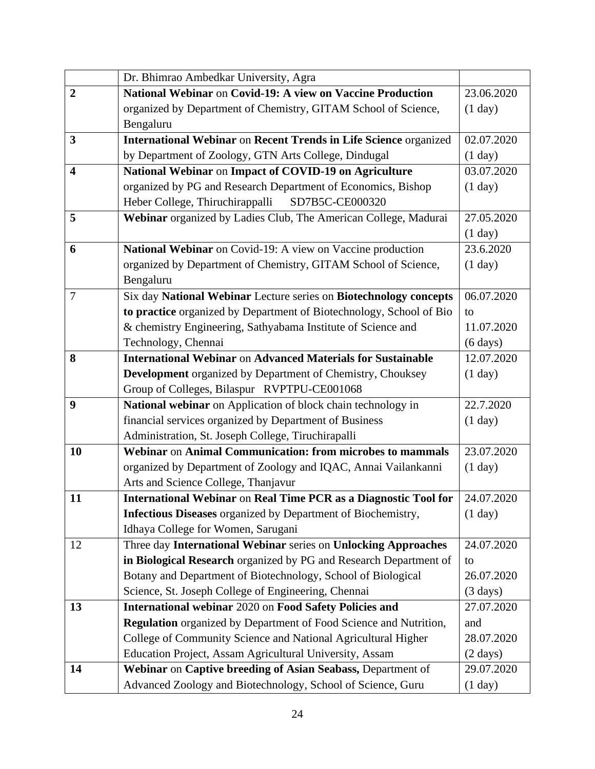| | | |
|---|---|---|
| | Dr. Bhimrao Ambedkar University, Agra | |
| **2** | **National Webinar** on **Covid-19: A view on Vaccine Production** organized by Department of Chemistry, GITAM School of Science, Bengaluru | 23.06.2020 (1 day) |
| **3** | **International Webinar** on **Recent Trends in Life Science** organized by Department of Zoology, GTN Arts College, Dindugal | 02.07.2020 (1 day) |
| **4** | **National Webinar** on **Impact of COVID-19 on Agriculture** organized by PG and Research Department of Economics, Bishop Heber College, Thiruchirappalli SD7B5C-CE000320 | 03.07.2020 (1 day) |
| **5** | **Webinar** organized by Ladies Club, The American College, Madurai | 27.05.2020 (1 day) |
| **6** | **National Webinar** on Covid-19: A view on Vaccine production organized by Department of Chemistry, GITAM School of Science, Bengaluru | 23.6.2020 (1 day) |
| 7 | Six day **National Webinar** Lecture series on **Biotechnology concepts to practice** organized by Department of Biotechnology, School of Bio & chemistry Engineering, Sathyabama Institute of Science and Technology, Chennai | 06.07.2020 to 11.07.2020 (6 days) |
| **8** | **International Webinar** on **Advanced Materials for Sustainable Development** organized by Department of Chemistry, Chouksey Group of Colleges, Bilaspur RVPTPU-CE001068 | 12.07.2020 (1 day) |
| **9** | **National webinar** on Application of block chain technology in financial services organized by Department of Business Administration, St. Joseph College, Tiruchirapalli | 22.7.2020 (1 day) |
| **10** | **Webinar** on **Animal Communication: from microbes to mammals** organized by Department of Zoology and IQAC, Annai Vailankanni Arts and Science College, Thanjavur | 23.07.2020 (1 day) |
| **11** | **International Webinar** on **Real Time PCR as a Diagnostic Tool for Infectious Diseases** organized by Department of Biochemistry, Idhaya College for Women, Sarugani | 24.07.2020 (1 day) |
| 12 | Three day **International Webinar** series on **Unlocking Approaches in Biological Research** organized by PG and Research Department of Botany and Department of Biotechnology, School of Biological Science, St. Joseph College of Engineering, Chennai | 24.07.2020 to 26.07.2020 (3 days) |
| **13** | **International webinar** 2020 on **Food Safety Policies and Regulation** organized by Department of Food Science and Nutrition, College of Community Science and National Agricultural Higher Education Project, Assam Agricultural University, Assam | 27.07.2020 and 28.07.2020 (2 days) |
| **14** | **Webinar** on **Captive breeding of Asian Seabass,** Department of Advanced Zoology and Biotechnology, School of Science, Guru | 29.07.2020 (1 day) |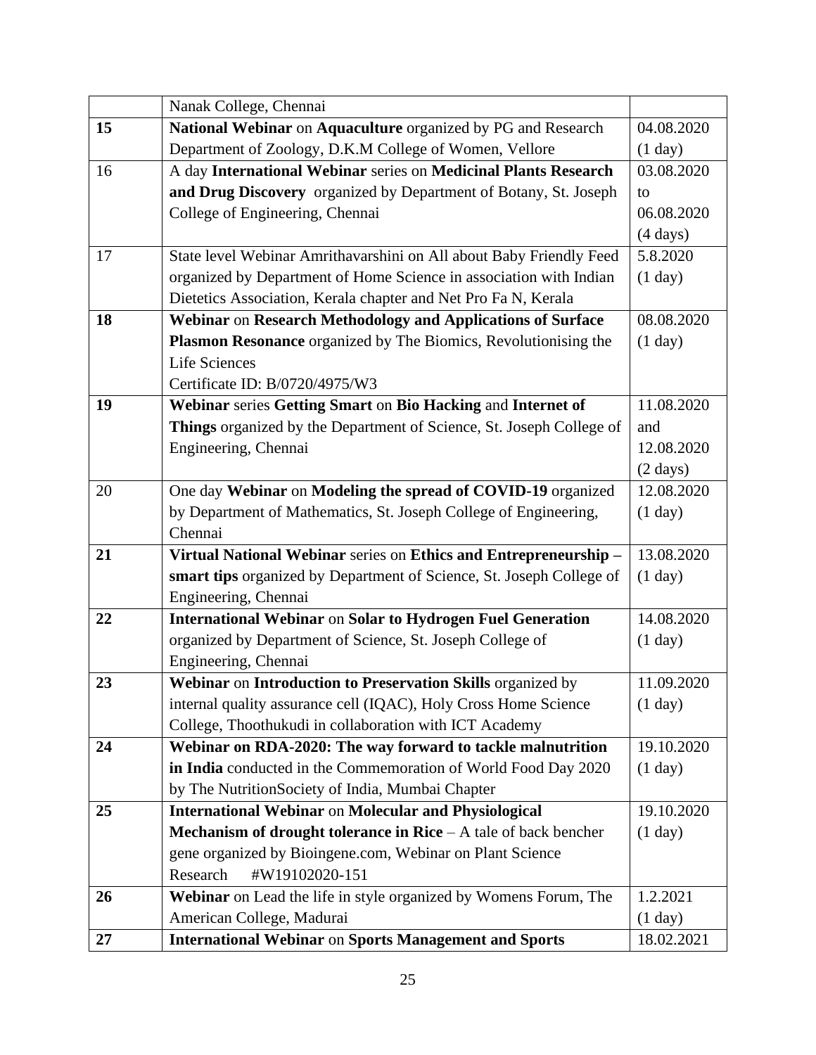| | | |
|---|---|---|
| | Nanak College, Chennai | |
| **15** | **National Webinar** on **Aquaculture** organized by PG and Research Department of Zoology, D.K.M College of Women, Vellore | 04.08.2020 (1 day) |
| 16 | A day **International Webinar** series on **Medicinal Plants Research and Drug Discovery** organized by Department of Botany, St. Joseph College of Engineering, Chennai | 03.08.2020 to 06.08.2020 (4 days) |
| 17 | State level Webinar Amrithavarshini on All about Baby Friendly Feed organized by Department of Home Science in association with Indian Dietetics Association, Kerala chapter and Net Pro Fa N, Kerala | 5.8.2020 (1 day) |
| **18** | **Webinar** on **Research Methodology and Applications of Surface Plasmon Resonance** organized by The Biomics, Revolutionising the Life Sciences<br>Certificate ID: B/0720/4975/W3 | 08.08.2020 (1 day) |
| **19** | **Webinar** series **Getting Smart** on **Bio Hacking** and **Internet of Things** organized by the Department of Science, St. Joseph College of Engineering, Chennai | 11.08.2020 and 12.08.2020 (2 days) |
| 20 | One day **Webinar** on **Modeling the spread of COVID-19** organized by Department of Mathematics, St. Joseph College of Engineering, Chennai | 12.08.2020 (1 day) |
| **21** | **Virtual National Webinar** series on **Ethics and Entrepreneurship – smart tips** organized by Department of Science, St. Joseph College of Engineering, Chennai | 13.08.2020 (1 day) |
| **22** | **International Webinar** on **Solar to Hydrogen Fuel Generation** organized by Department of Science, St. Joseph College of Engineering, Chennai | 14.08.2020 (1 day) |
| **23** | **Webinar** on **Introduction to Preservation Skills** organized by internal quality assurance cell (IQAC), Holy Cross Home Science College, Thoothukudi in collaboration with ICT Academy | 11.09.2020 (1 day) |
| **24** | **Webinar on RDA-2020: The way forward to tackle malnutrition in India** conducted in the Commemoration of World Food Day 2020 by The NutritionSociety of India, Mumbai Chapter | 19.10.2020 (1 day) |
| **25** | **International Webinar** on **Molecular and Physiological Mechanism of drought tolerance in Rice** – A tale of back bencher gene organized by Bioingene.com, Webinar on Plant Science Research #W19102020-151 | 19.10.2020 (1 day) |
| **26** | **Webinar** on Lead the life in style organized by Womens Forum, The American College, Madurai | 1.2.2021 (1 day) |
| **27** | **International Webinar** on **Sports Management and Sports** | 18.02.2021 |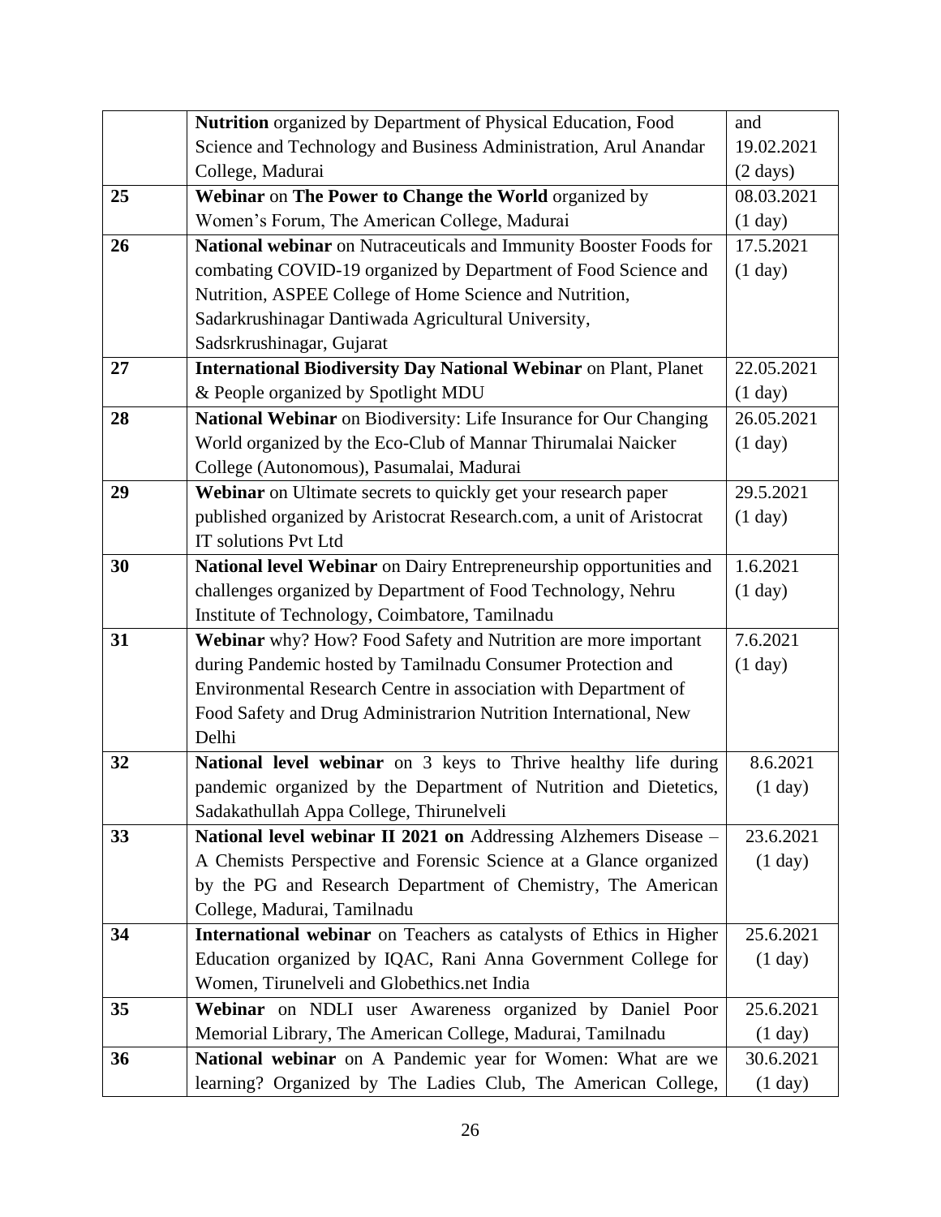| | | |
|---|---|---|
| | **Nutrition** organized by Department of Physical Education, Food Science and Technology and Business Administration, Arul Anandar College, Madurai | and 19.02.2021 (2 days) |
| **25** | **Webinar** on **The Power to Change the World** organized by Women's Forum, The American College, Madurai | 08.03.2021 (1 day) |
| **26** | **National webinar** on Nutraceuticals and Immunity Booster Foods for combating COVID-19 organized by Department of Food Science and Nutrition, ASPEE College of Home Science and Nutrition, Sadarkrushinagar Dantiwada Agricultural University, Sadsrkrushinagar, Gujarat | 17.5.2021 (1 day) |
| **27** | **International Biodiversity Day National Webinar** on Plant, Planet & People organized by Spotlight MDU | 22.05.2021 (1 day) |
| **28** | **National Webinar** on Biodiversity: Life Insurance for Our Changing World organized by the Eco-Club of Mannar Thirumalai Naicker College (Autonomous), Pasumalai, Madurai | 26.05.2021 (1 day) |
| **29** | **Webinar** on Ultimate secrets to quickly get your research paper published organized by Aristocrat Research.com, a unit of Aristocrat IT solutions Pvt Ltd | 29.5.2021 (1 day) |
| **30** | **National level Webinar** on Dairy Entrepreneurship opportunities and challenges organized by Department of Food Technology, Nehru Institute of Technology, Coimbatore, Tamilnadu | 1.6.2021 (1 day) |
| **31** | **Webinar** why? How? Food Safety and Nutrition are more important during Pandemic hosted by Tamilnadu Consumer Protection and Environmental Research Centre in association with Department of Food Safety and Drug Administrarion Nutrition International, New Delhi | 7.6.2021 (1 day) |
| **32** | **National level webinar** on 3 keys to Thrive healthy life during pandemic organized by the Department of Nutrition and Dietetics, Sadakathullah Appa College, Thirunelveli | 8.6.2021 (1 day) |
| **33** | **National level webinar II 2021 on** Addressing Alzhemers Disease – A Chemists Perspective and Forensic Science at a Glance organized by the PG and Research Department of Chemistry, The American College, Madurai, Tamilnadu | 23.6.2021 (1 day) |
| **34** | **International webinar** on Teachers as catalysts of Ethics in Higher Education organized by IQAC, Rani Anna Government College for Women, Tirunelveli and Globethics.net India | 25.6.2021 (1 day) |
| **35** | **Webinar** on NDLI user Awareness organized by Daniel Poor Memorial Library, The American College, Madurai, Tamilnadu | 25.6.2021 (1 day) |
| **36** | **National webinar** on A Pandemic year for Women: What are we learning? Organized by The Ladies Club, The American College, | 30.6.2021 (1 day) |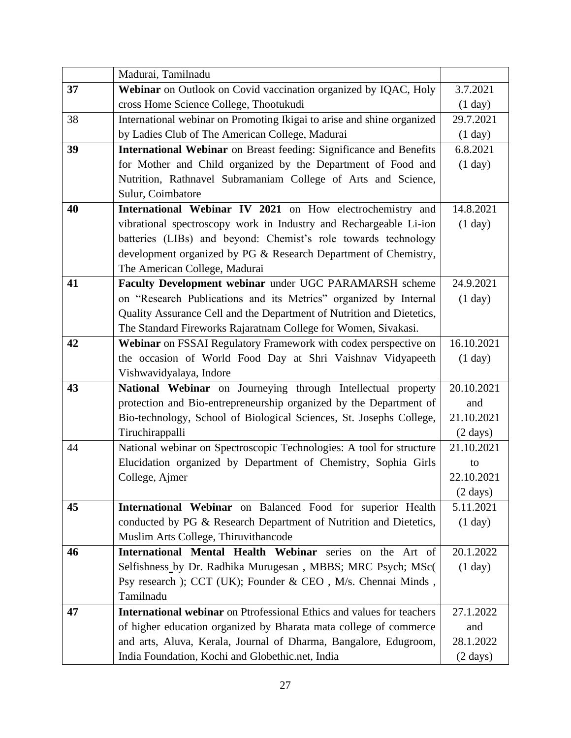| | | |
|---|---|---|
| | Madurai, Tamilnadu | |
| **37** | **Webinar** on Outlook on Covid vaccination organized by IQAC, Holy cross Home Science College, Thootukudi | 3.7.2021 (1 day) |
| 38 | International webinar on Promoting Ikigai to arise and shine organized by Ladies Club of The American College, Madurai | 29.7.2021 (1 day) |
| **39** | **International Webinar** on Breast feeding: Significance and Benefits for Mother and Child organized by the Department of Food and Nutrition, Rathnavel Subramaniam College of Arts and Science, Sulur, Coimbatore | 6.8.2021 (1 day) |
| **40** | **International Webinar IV 2021** on How electrochemistry and vibrational spectroscopy work in Industry and Rechargeable Li-ion batteries (LIBs) and beyond: Chemist's role towards technology development organized by PG & Research Department of Chemistry, The American College, Madurai | 14.8.2021 (1 day) |
| **41** | **Faculty Development webinar** under UGC PARAMARSH scheme on "Research Publications and its Metrics" organized by Internal Quality Assurance Cell and the Department of Nutrition and Dietetics, The Standard Fireworks Rajaratnam College for Women, Sivakasi. | 24.9.2021 (1 day) |
| **42** | **Webinar** on FSSAI Regulatory Framework with codex perspective on the occasion of World Food Day at Shri Vaishnav Vidyapeeth Vishwavidyalaya, Indore | 16.10.2021 (1 day) |
| **43** | **National Webinar** on Journeying through Intellectual property protection and Bio-entrepreneurship organized by the Department of Bio-technology, School of Biological Sciences, St. Josephs College, Tiruchirappalli | 20.10.2021 and 21.10.2021 (2 days) |
| 44 | National webinar on Spectroscopic Technologies: A tool for structure Elucidation organized by Department of Chemistry, Sophia Girls College, Ajmer | 21.10.2021 to 22.10.2021 (2 days) |
| **45** | **International Webinar** on Balanced Food for superior Health conducted by PG & Research Department of Nutrition and Dietetics, Muslim Arts College, Thiruvithancode | 5.11.2021 (1 day) |
| **46** | **International Mental Health Webinar** series on the Art of Selfishness by Dr. Radhika Murugesan , MBBS; MRC Psych; MSc( Psy research ); CCT (UK); Founder & CEO , M/s. Chennai Minds , Tamilnadu | 20.1.2022 (1 day) |
| **47** | **International webinar** on Ptrofessional Ethics and values for teachers of higher education organized by Bharata mata college of commerce and arts, Aluva, Kerala, Journal of Dharma, Bangalore, Edugroom, India Foundation, Kochi and Globethic.net, India | 27.1.2022 and 28.1.2022 (2 days) |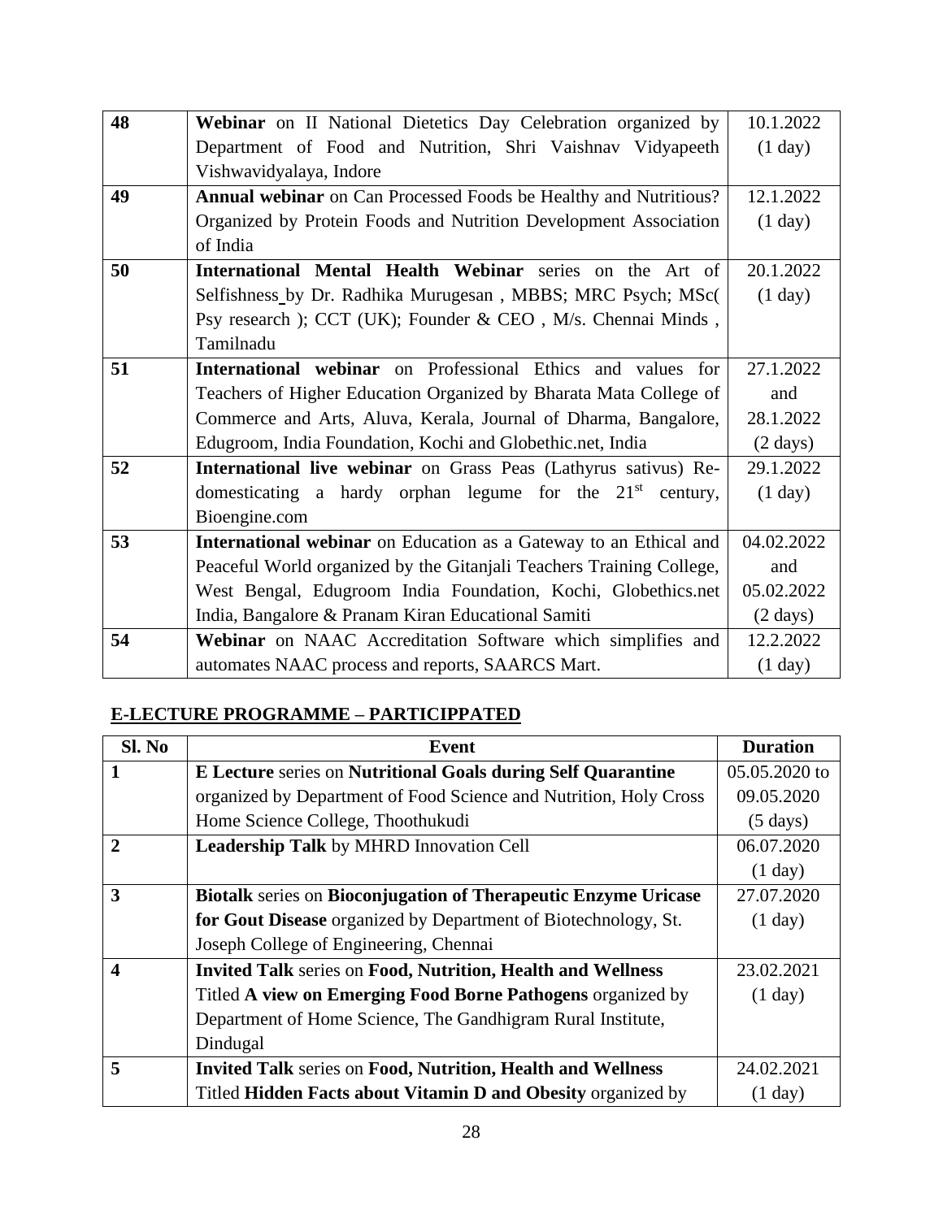| | | |
|---|---|---|
| 48 | **Webinar** on II National Dietetics Day Celebration organized by Department of Food and Nutrition, Shri Vaishnav Vidyapeeth Vishwavidyalaya, Indore | 10.1.2022 (1 day) |
| 49 | **Annual webinar** on Can Processed Foods be Healthy and Nutritious? Organized by Protein Foods and Nutrition Development Association of India | 12.1.2022 (1 day) |
| 50 | **International Mental Health Webinar** series on the Art of Selfishness by Dr. Radhika Murugesan , MBBS; MRC Psych; MSc( Psy research ); CCT (UK); Founder & CEO , M/s. Chennai Minds , Tamilnadu | 20.1.2022 (1 day) |
| 51 | **International webinar** on Professional Ethics and values for Teachers of Higher Education Organized by Bharata Mata College of Commerce and Arts, Aluva, Kerala, Journal of Dharma, Bangalore, Edugroom, India Foundation, Kochi and Globethic.net, India | 27.1.2022 and 28.1.2022 (2 days) |
| 52 | **International live webinar** on Grass Peas (Lathyrus sativus) Re-domesticating a hardy orphan legume for the 21st century, Bioengine.com | 29.1.2022 (1 day) |
| 53 | **International webinar** on Education as a Gateway to an Ethical and Peaceful World organized by the Gitanjali Teachers Training College, West Bengal, Edugroom India Foundation, Kochi, Globethics.net India, Bangalore & Pranam Kiran Educational Samiti | 04.02.2022 and 05.02.2022 (2 days) |
| 54 | **Webinar** on NAAC Accreditation Software which simplifies and automates NAAC process and reports, SAARCS Mart. | 12.2.2022 (1 day) |

## E-LECTURE PROGRAMME – PARTICIPPATED

| Sl. No | Event | Duration |
|---|---|---|
| 1 | **E Lecture** series on **Nutritional Goals during Self Quarantine** organized by Department of Food Science and Nutrition, Holy Cross Home Science College, Thoothukudi | 05.05.2020 to 09.05.2020 (5 days) |
| 2 | **Leadership Talk** by MHRD Innovation Cell | 06.07.2020 (1 day) |
| 3 | **Biotalk** series on **Bioconjugation of Therapeutic Enzyme Uricase for Gout Disease** organized by Department of Biotechnology, St. Joseph College of Engineering, Chennai | 27.07.2020 (1 day) |
| 4 | **Invited Talk** series on **Food, Nutrition, Health and Wellness** Titled **A view on Emerging Food Borne Pathogens** organized by Department of Home Science, The Gandhigram Rural Institute, Dindugal | 23.02.2021 (1 day) |
| 5 | **Invited Talk** series on **Food, Nutrition, Health and Wellness** Titled **Hidden Facts about Vitamin D and Obesity** organized by | 24.02.2021 (1 day) |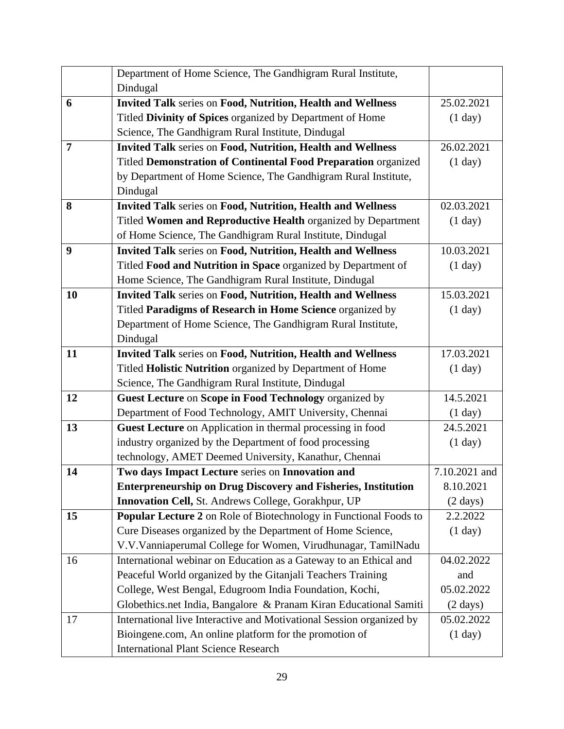| | | |
|---|---|---|
| | Department of Home Science, The Gandhigram Rural Institute, Dindugal | |
| **6** | **Invited Talk** series on **Food, Nutrition, Health and Wellness** Titled **Divinity of Spices** organized by Department of Home Science, The Gandhigram Rural Institute, Dindugal | 25.02.2021 (1 day) |
| **7** | **Invited Talk** series on **Food, Nutrition, Health and Wellness** Titled **Demonstration of Continental Food Preparation** organized by Department of Home Science, The Gandhigram Rural Institute, Dindugal | 26.02.2021 (1 day) |
| **8** | **Invited Talk** series on **Food, Nutrition, Health and Wellness** Titled **Women and Reproductive Health** organized by Department of Home Science, The Gandhigram Rural Institute, Dindugal | 02.03.2021 (1 day) |
| **9** | **Invited Talk** series on **Food, Nutrition, Health and Wellness** Titled **Food and Nutrition in Space** organized by Department of Home Science, The Gandhigram Rural Institute, Dindugal | 10.03.2021 (1 day) |
| **10** | **Invited Talk** series on **Food, Nutrition, Health and Wellness** Titled **Paradigms of Research in Home Science** organized by Department of Home Science, The Gandhigram Rural Institute, Dindugal | 15.03.2021 (1 day) |
| **11** | **Invited Talk** series on **Food, Nutrition, Health and Wellness** Titled **Holistic Nutrition** organized by Department of Home Science, The Gandhigram Rural Institute, Dindugal | 17.03.2021 (1 day) |
| **12** | **Guest Lecture** on **Scope in Food Technology** organized by Department of Food Technology, AMIT University, Chennai | 14.5.2021 (1 day) |
| **13** | **Guest Lecture** on Application in thermal processing in food industry organized by the Department of food processing technology, AMET Deemed University, Kanathur, Chennai | 24.5.2021 (1 day) |
| **14** | **Two days Impact Lecture** series on **Innovation and Enterpreneurship on Drug Discovery and Fisheries, Institution Innovation Cell,** St. Andrews College, Gorakhpur, UP | 7.10.2021 and 8.10.2021 (2 days) |
| **15** | **Popular Lecture 2** on Role of Biotechnology in Functional Foods to Cure Diseases organized by the Department of Home Science, V.V.Vanniaperumal College for Women, Virudhunagar, TamilNadu | 2.2.2022 (1 day) |
| 16 | International webinar on Education as a Gateway to an Ethical and Peaceful World organized by the Gitanjali Teachers Training College, West Bengal, Edugroom India Foundation, Kochi, Globethics.net India, Bangalore & Pranam Kiran Educational Samiti | 04.02.2022 and 05.02.2022 (2 days) |
| 17 | International live Interactive and Motivational Session organized by Bioingene.com, An online platform for the promotion of International Plant Science Research | 05.02.2022 (1 day) |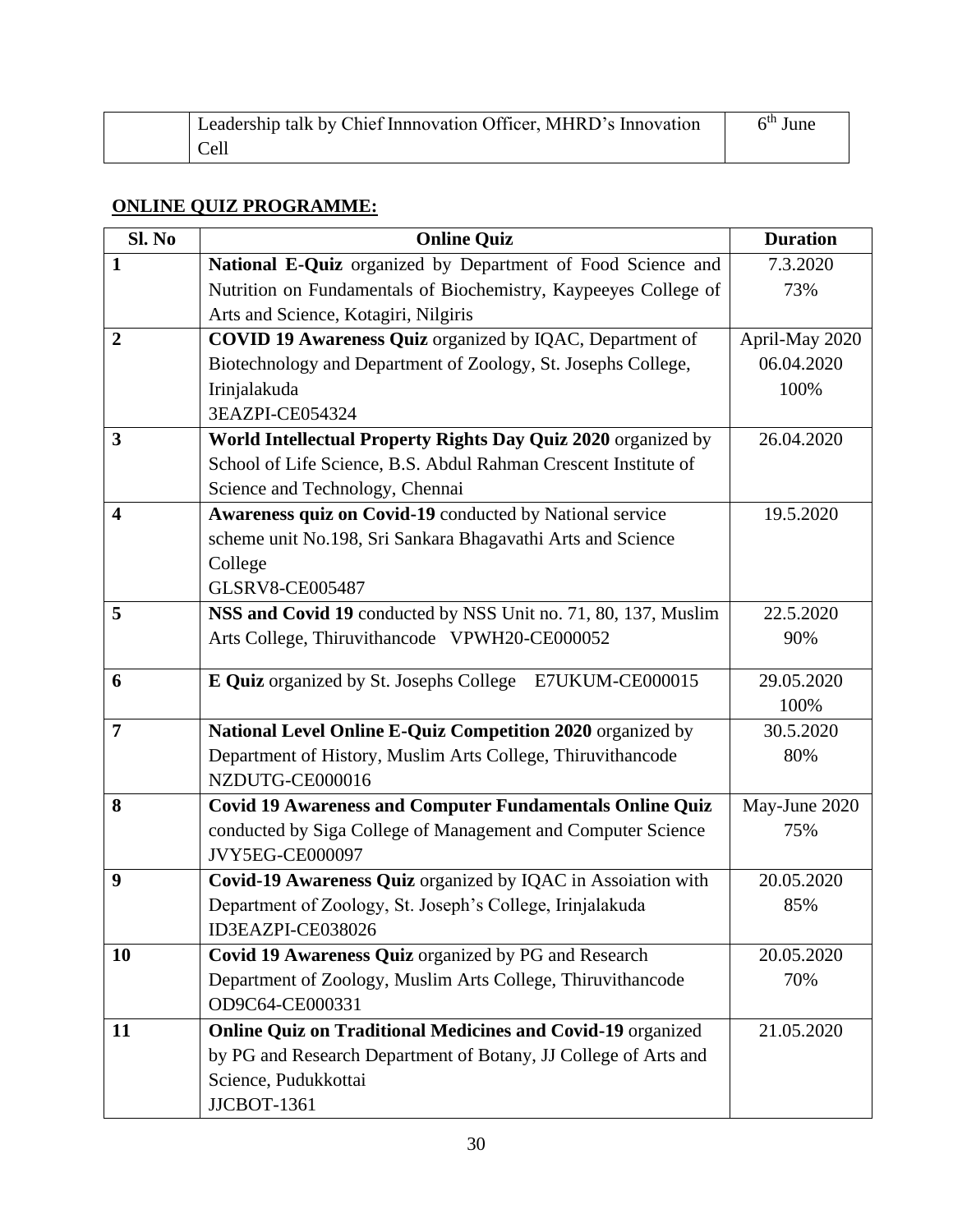| | Leadership talk by Chief Innnovation Officer, MHRD's Innovation Cell | 6th June |
|---|---|---|

## ONLINE QUIZ PROGRAMME:

| Sl. No | Online Quiz | Duration |
|---|---|---|
| **1** | **National E-Quiz** organized by Department of Food Science and Nutrition on Fundamentals of Biochemistry, Kaypeeyes College of Arts and Science, Kotagiri, Nilgiris | 7.3.2020<br>73% |
| **2** | **COVID 19 Awareness Quiz** organized by IQAC, Department of Biotechnology and Department of Zoology, St. Josephs College, Irinjalakuda<br>3EAZPI-CE054324 | April-May 2020<br>06.04.2020<br>100% |
| **3** | **World Intellectual Property Rights Day Quiz 2020** organized by School of Life Science, B.S. Abdul Rahman Crescent Institute of Science and Technology, Chennai | 26.04.2020 |
| **4** | **Awareness quiz on Covid-19** conducted by National service scheme unit No.198, Sri Sankara Bhagavathi Arts and Science College<br>GLSRV8-CE005487 | 19.5.2020 |
| **5** | **NSS and Covid 19** conducted by NSS Unit no. 71, 80, 137, Muslim Arts College, Thiruvithancode VPWH20-CE000052 | 22.5.2020<br>90% |
| **6** | **E Quiz** organized by St. Josephs College E7UKUM-CE000015 | 29.05.2020<br>100% |
| **7** | **National Level Online E-Quiz Competition 2020** organized by Department of History, Muslim Arts College, Thiruvithancode<br>NZDUTG-CE000016 | 30.5.2020<br>80% |
| **8** | **Covid 19 Awareness and Computer Fundamentals Online Quiz** conducted by Siga College of Management and Computer Science<br>JVY5EG-CE000097 | May-June 2020<br>75% |
| **9** | **Covid-19 Awareness Quiz** organized by IQAC in Assoiation with Department of Zoology, St. Joseph's College, Irinjalakuda<br>ID3EAZPI-CE038026 | 20.05.2020<br>85% |
| **10** | **Covid 19 Awareness Quiz** organized by PG and Research Department of Zoology, Muslim Arts College, Thiruvithancode<br>OD9C64-CE000331 | 20.05.2020<br>70% |
| **11** | **Online Quiz on Traditional Medicines and Covid-19** organized by PG and Research Department of Botany, JJ College of Arts and Science, Pudukkottai<br>JJCBOT-1361 | 21.05.2020 |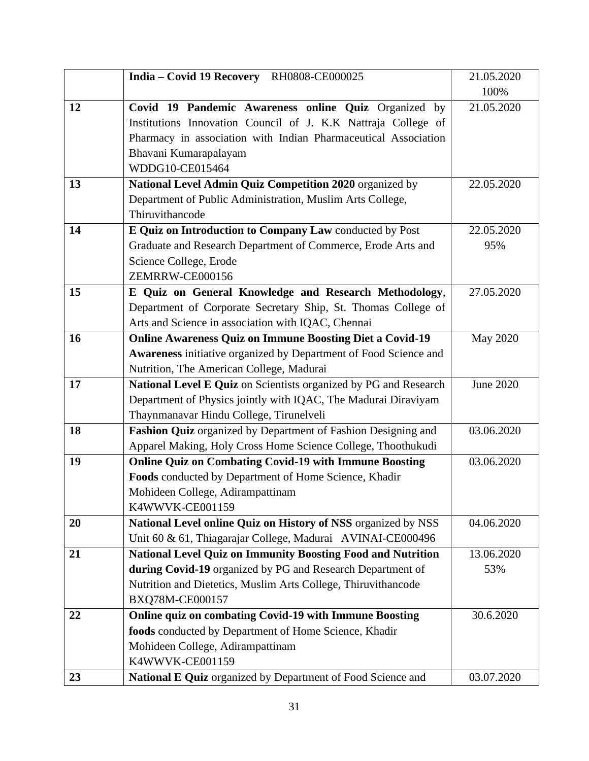|  |  |  |
|---|---|---|
|  | **India – Covid 19 Recovery** RH0808-CE000025 | 21.05.2020<br>100% |
| 12 | **Covid 19 Pandemic Awareness online Quiz** Organized by Institutions Innovation Council of J. K.K Nattraja College of Pharmacy in association with Indian Pharmaceutical Association Bhavani Kumarapalayam<br>WDDG10-CE015464 | 21.05.2020 |
| 13 | **National Level Admin Quiz Competition 2020** organized by Department of Public Administration, Muslim Arts College, Thiruvithancode | 22.05.2020 |
| 14 | **E Quiz on Introduction to Company Law** conducted by Post Graduate and Research Department of Commerce, Erode Arts and Science College, Erode<br>ZEMRRW-CE000156 | 22.05.2020<br>95% |
| 15 | **E Quiz on General Knowledge and Research Methodology**, Department of Corporate Secretary Ship, St. Thomas College of Arts and Science in association with IQAC, Chennai | 27.05.2020 |
| 16 | **Online Awareness Quiz on Immune Boosting Diet a Covid-19 Awareness** initiative organized by Department of Food Science and Nutrition, The American College, Madurai | May 2020 |
| 17 | **National Level E Quiz** on Scientists organized by PG and Research Department of Physics jointly with IQAC, The Madurai Diraviyam Thaynmanavar Hindu College, Tirunelveli | June 2020 |
| 18 | **Fashion Quiz** organized by Department of Fashion Designing and Apparel Making, Holy Cross Home Science College, Thoothukudi | 03.06.2020 |
| 19 | **Online Quiz on Combating Covid-19 with Immune Boosting Foods** conducted by Department of Home Science, Khadir Mohideen College, Adirampattinam<br>K4WWVK-CE001159 | 03.06.2020 |
| 20 | **National Level online Quiz on History of NSS** organized by NSS Unit 60 & 61, Thiagarajar College, Madurai AVINAI-CE000496 | 04.06.2020 |
| 21 | **National Level Quiz on Immunity Boosting Food and Nutrition during Covid-19** organized by PG and Research Department of Nutrition and Dietetics, Muslim Arts College, Thiruvithancode<br>BXQ78M-CE000157 | 13.06.2020<br>53% |
| 22 | **Online quiz on combating Covid-19 with Immune Boosting foods** conducted by Department of Home Science, Khadir Mohideen College, Adirampattinam<br>K4WWVK-CE001159 | 30.6.2020 |
| 23 | **National E Quiz** organized by Department of Food Science and | 03.07.2020 |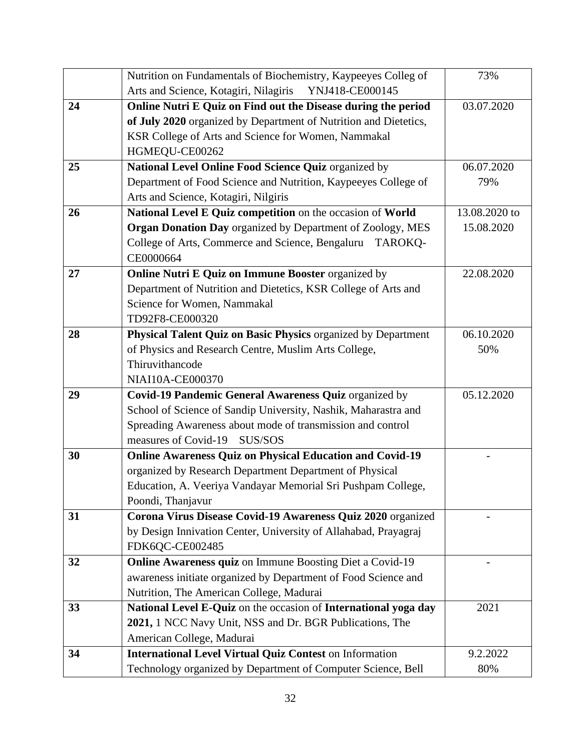| | | |
|---|---|---|
| | Nutrition on Fundamentals of Biochemistry, Kaypeeyes Colleg of Arts and Science, Kotagiri, Nilagiris YNJ418-CE000145 | 73% |
| **24** | **Online Nutri E Quiz on Find out the Disease during the period of July 2020** organized by Department of Nutrition and Dietetics, KSR College of Arts and Science for Women, Nammakal HGMEQU-CE00262 | 03.07.2020 |
| **25** | **National Level Online Food Science Quiz** organized by Department of Food Science and Nutrition, Kaypeeyes College of Arts and Science, Kotagiri, Nilgiris | 06.07.2020<br>79% |
| **26** | **National Level E Quiz competition** on the occasion of **World Organ Donation Day** organized by Department of Zoology, MES College of Arts, Commerce and Science, Bengaluru TAROKQ-CE0000664 | 13.08.2020 to 15.08.2020 |
| **27** | **Online Nutri E Quiz on Immune Booster** organized by Department of Nutrition and Dietetics, KSR College of Arts and Science for Women, Nammakal<br>TD92F8-CE000320 | 22.08.2020 |
| **28** | **Physical Talent Quiz on Basic Physics** organized by Department of Physics and Research Centre, Muslim Arts College, Thiruvithancode<br>NIAI10A-CE000370 | 06.10.2020<br>50% |
| **29** | **Covid-19 Pandemic General Awareness Quiz** organized by School of Science of Sandip University, Nashik, Maharastra and Spreading Awareness about mode of transmission and control measures of Covid-19 SUS/SOS | 05.12.2020 |
| **30** | **Online Awareness Quiz on Physical Education and Covid-19** organized by Research Department Department of Physical Education, A. Veeriya Vandayar Memorial Sri Pushpam College, Poondi, Thanjavur | - |
| **31** | **Corona Virus Disease Covid-19 Awareness Quiz 2020** organized by Design Innivation Center, University of Allahabad, Prayagraj FDK6QC-CE002485 | - |
| **32** | **Online Awareness quiz** on Immune Boosting Diet a Covid-19 awareness initiate organized by Department of Food Science and Nutrition, The American College, Madurai | - |
| **33** | **National Level E-Quiz** on the occasion of **International yoga day 2021,** 1 NCC Navy Unit, NSS and Dr. BGR Publications, The American College, Madurai | 2021 |
| **34** | **International Level Virtual Quiz Contest** on Information Technology organized by Department of Computer Science, Bell | 9.2.2022<br>80% |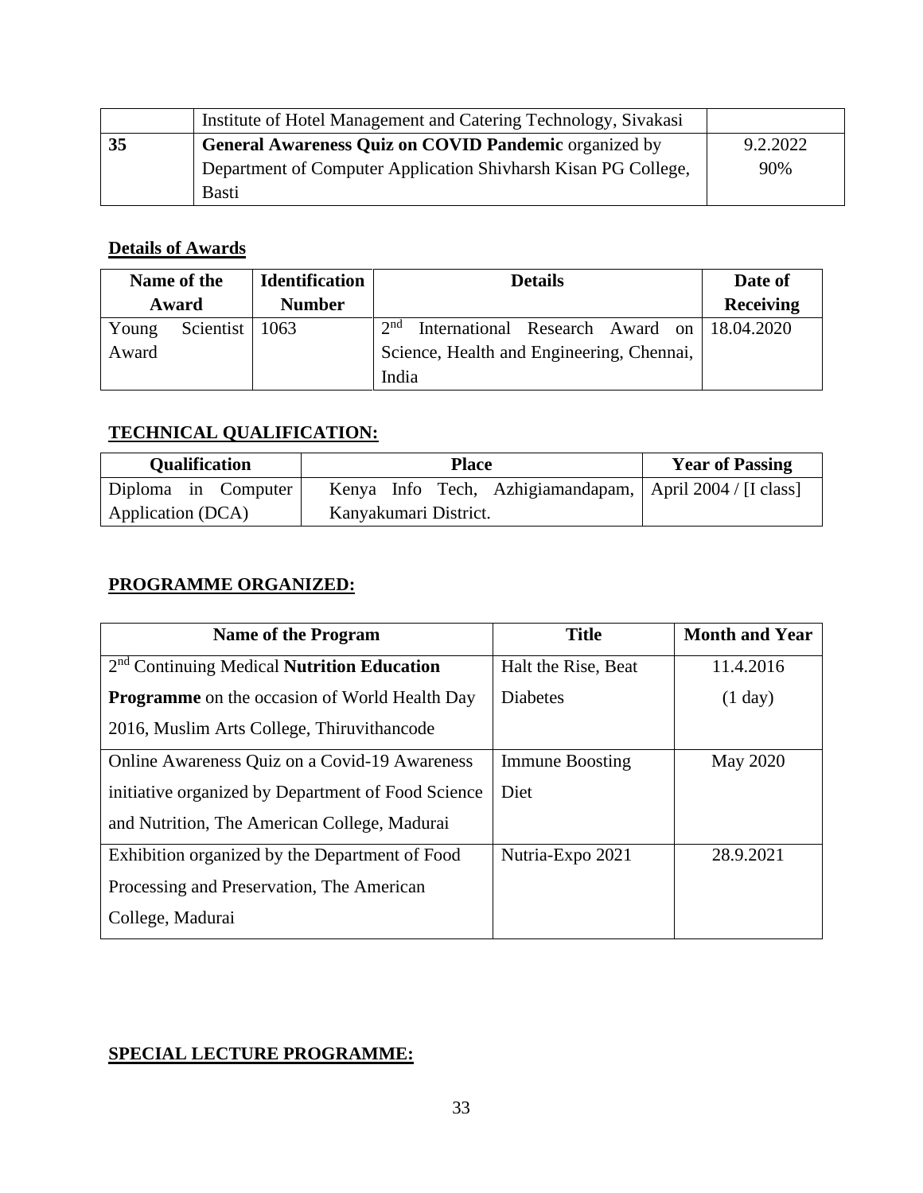|  | Institute of Hotel Management and Catering Technology, Sivakasi |  |
|---|---|---|
| **35** | **General Awareness Quiz on COVID Pandemic** organized by Department of Computer Application Shivharsh Kisan PG College, Basti | 9.2.2022 90% |

## Details of Awards

| Name of the Award | Identification Number | Details | Date of Receiving |
|---|---|---|---|
| Young Scientist Award | 1063 | 2nd International Research Award on Science, Health and Engineering, Chennai, India | 18.04.2020 |

## TECHNICAL QUALIFICATION:

| Qualification | Place | Year of Passing |
|---|---|---|
| Diploma in Computer Application (DCA) | Kenya Info Tech, Azhigiamandapam, Kanyakumari District. | April 2004 / [I class] |

## PROGRAMME ORGANIZED:

| Name of the Program | Title | Month and Year |
|---|---|---|
| 2nd Continuing Medical **Nutrition Education Programme** on the occasion of World Health Day 2016, Muslim Arts College, Thiruvithancode | Halt the Rise, Beat Diabetes | 11.4.2016 (1 day) |
| Online Awareness Quiz on a Covid-19 Awareness initiative organized by Department of Food Science and Nutrition, The American College, Madurai | Immune Boosting Diet | May 2020 |
| Exhibition organized by the Department of Food Processing and Preservation, The American College, Madurai | Nutria-Expo 2021 | 28.9.2021 |

## SPECIAL LECTURE PROGRAMME: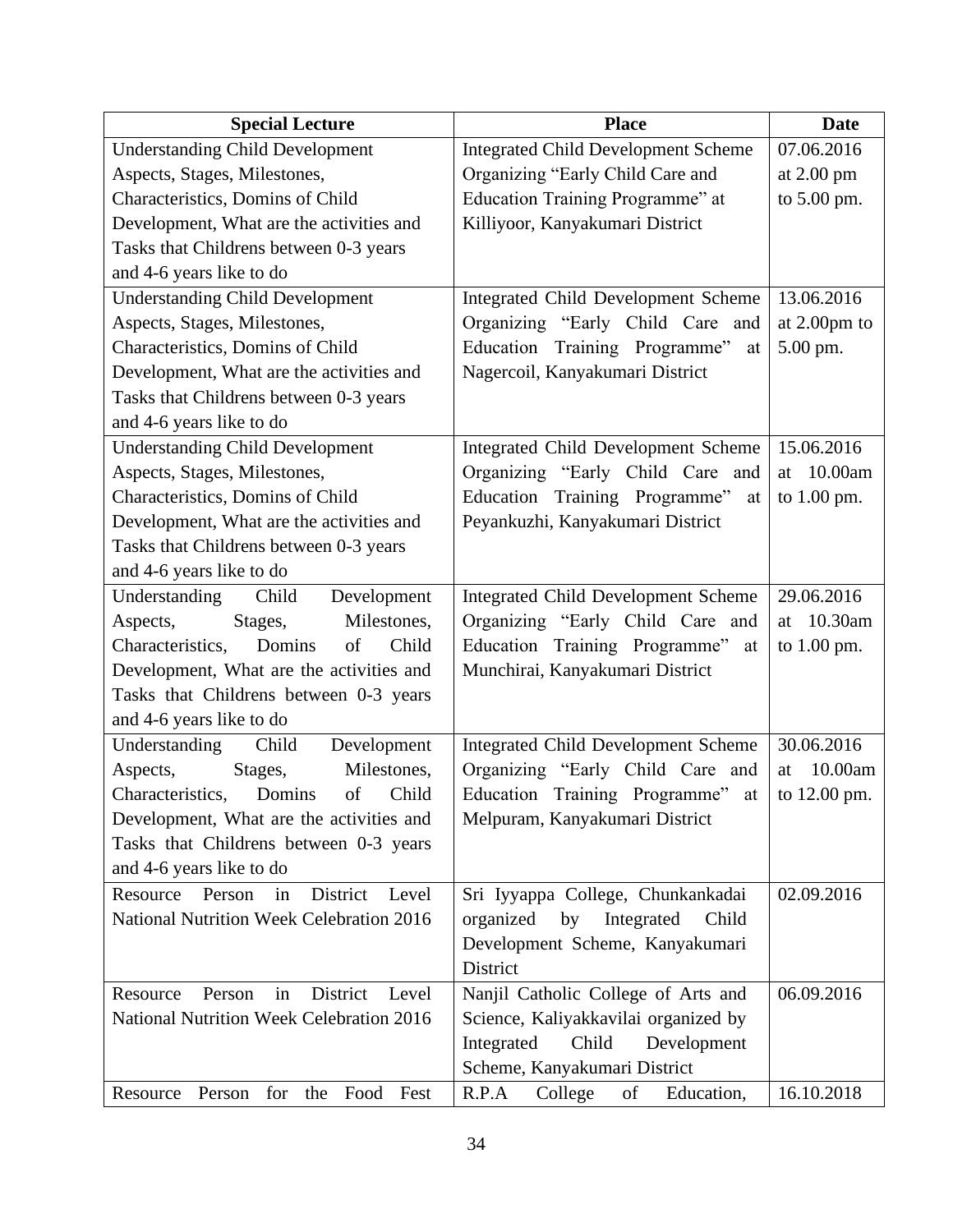| Special Lecture | Place | Date |
|---|---|---|
| Understanding Child Development Aspects, Stages, Milestones, Characteristics, Domins of Child Development, What are the activities and Tasks that Childrens between 0-3 years and 4-6 years like to do | Integrated Child Development Scheme Organizing "Early Child Care and Education Training Programme" at Killiyoor, Kanyakumari District | 07.06.2016 at 2.00 pm to 5.00 pm. |
| Understanding Child Development Aspects, Stages, Milestones, Characteristics, Domins of Child Development, What are the activities and Tasks that Childrens between 0-3 years and 4-6 years like to do | Integrated Child Development Scheme Organizing "Early Child Care and Education Training Programme" at Nagercoil, Kanyakumari District | 13.06.2016 at 2.00pm to 5.00 pm. |
| Understanding Child Development Aspects, Stages, Milestones, Characteristics, Domins of Child Development, What are the activities and Tasks that Childrens between 0-3 years and 4-6 years like to do | Integrated Child Development Scheme Organizing "Early Child Care and Education Training Programme" at Peyankuzhi, Kanyakumari District | 15.06.2016 at 10.00am to 1.00 pm. |
| Understanding Child Development Aspects, Stages, Milestones, Characteristics, Domins of Child Development, What are the activities and Tasks that Childrens between 0-3 years and 4-6 years like to do | Integrated Child Development Scheme Organizing "Early Child Care and Education Training Programme" at Munchirai, Kanyakumari District | 29.06.2016 at 10.30am to 1.00 pm. |
| Understanding Child Development Aspects, Stages, Milestones, Characteristics, Domins of Child Development, What are the activities and Tasks that Childrens between 0-3 years and 4-6 years like to do | Integrated Child Development Scheme Organizing "Early Child Care and Education Training Programme" at Melpuram, Kanyakumari District | 30.06.2016 at 10.00am to 12.00 pm. |
| Resource Person in District Level National Nutrition Week Celebration 2016 | Sri Iyyappa College, Chunkankadai organized by Integrated Child Development Scheme, Kanyakumari District | 02.09.2016 |
| Resource Person in District Level National Nutrition Week Celebration 2016 | Nanjil Catholic College of Arts and Science, Kaliyakkavilai organized by Integrated Child Development Scheme, Kanyakumari District | 06.09.2016 |
| Resource Person for the Food Fest | R.P.A College of Education, | 16.10.2018 |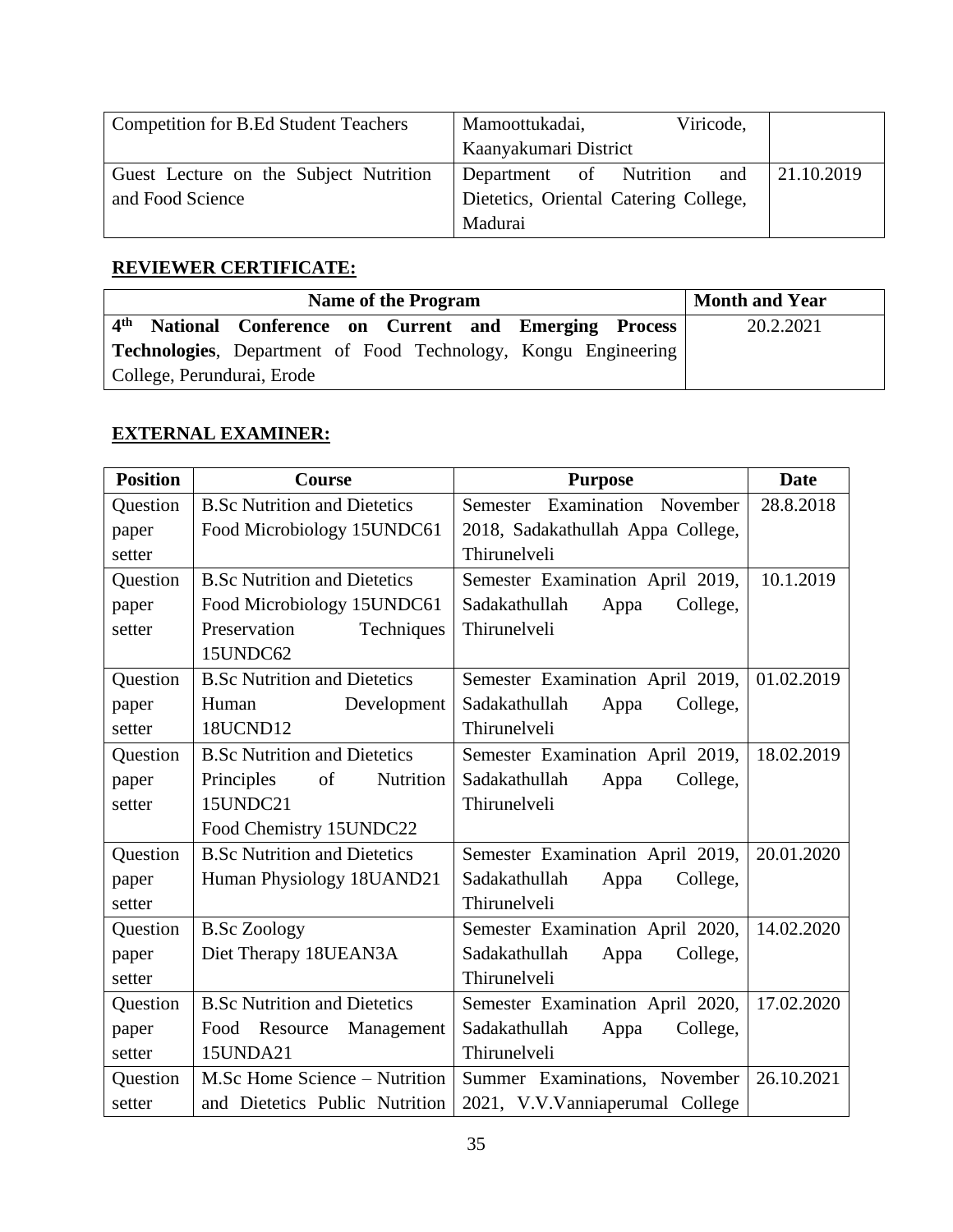| Competition for B.Ed Student Teachers | Mamoottukadai, Viricode, Kaanyakumari District | |
|---|---|---|
| Guest Lecture on the Subject Nutrition and Food Science | Department of Nutrition and Dietetics, Oriental Catering College, Madurai | 21.10.2019 |

## REVIEWER CERTIFICATE:

| Name of the Program | Month and Year |
|---|---|
| 4th **National Conference on Current and Emerging Process Technologies**, Department of Food Technology, Kongu Engineering College, Perundurai, Erode | 20.2.2021 |

## EXTERNAL EXAMINER:

| Position | Course | Purpose | Date |
|---|---|---|---|
| Question paper setter | B.Sc Nutrition and Dietetics Food Microbiology 15UNDC61 | Semester Examination November 2018, Sadakathullah Appa College, Thirunelveli | 28.8.2018 |
| Question paper setter | B.Sc Nutrition and Dietetics Food Microbiology 15UNDC61 Preservation Techniques 15UNDC62 | Semester Examination April 2019, Sadakathullah Appa College, Thirunelveli | 10.1.2019 |
| Question paper setter | B.Sc Nutrition and Dietetics Human Development 18UCND12 | Semester Examination April 2019, Sadakathullah Appa College, Thirunelveli | 01.02.2019 |
| Question paper setter | B.Sc Nutrition and Dietetics Principles of Nutrition 15UNDC21 Food Chemistry 15UNDC22 | Semester Examination April 2019, Sadakathullah Appa College, Thirunelveli | 18.02.2019 |
| Question paper setter | B.Sc Nutrition and Dietetics Human Physiology 18UAND21 | Semester Examination April 2019, Sadakathullah Appa College, Thirunelveli | 20.01.2020 |
| Question paper setter | B.Sc Zoology Diet Therapy 18UEAN3A | Semester Examination April 2020, Sadakathullah Appa College, Thirunelveli | 14.02.2020 |
| Question paper setter | B.Sc Nutrition and Dietetics Food Resource Management 15UNDA21 | Semester Examination April 2020, Sadakathullah Appa College, Thirunelveli | 17.02.2020 |
| Question setter | M.Sc Home Science – Nutrition and Dietetics Public Nutrition | Summer Examinations, November 2021, V.V.Vanniaperumal College | 26.10.2021 |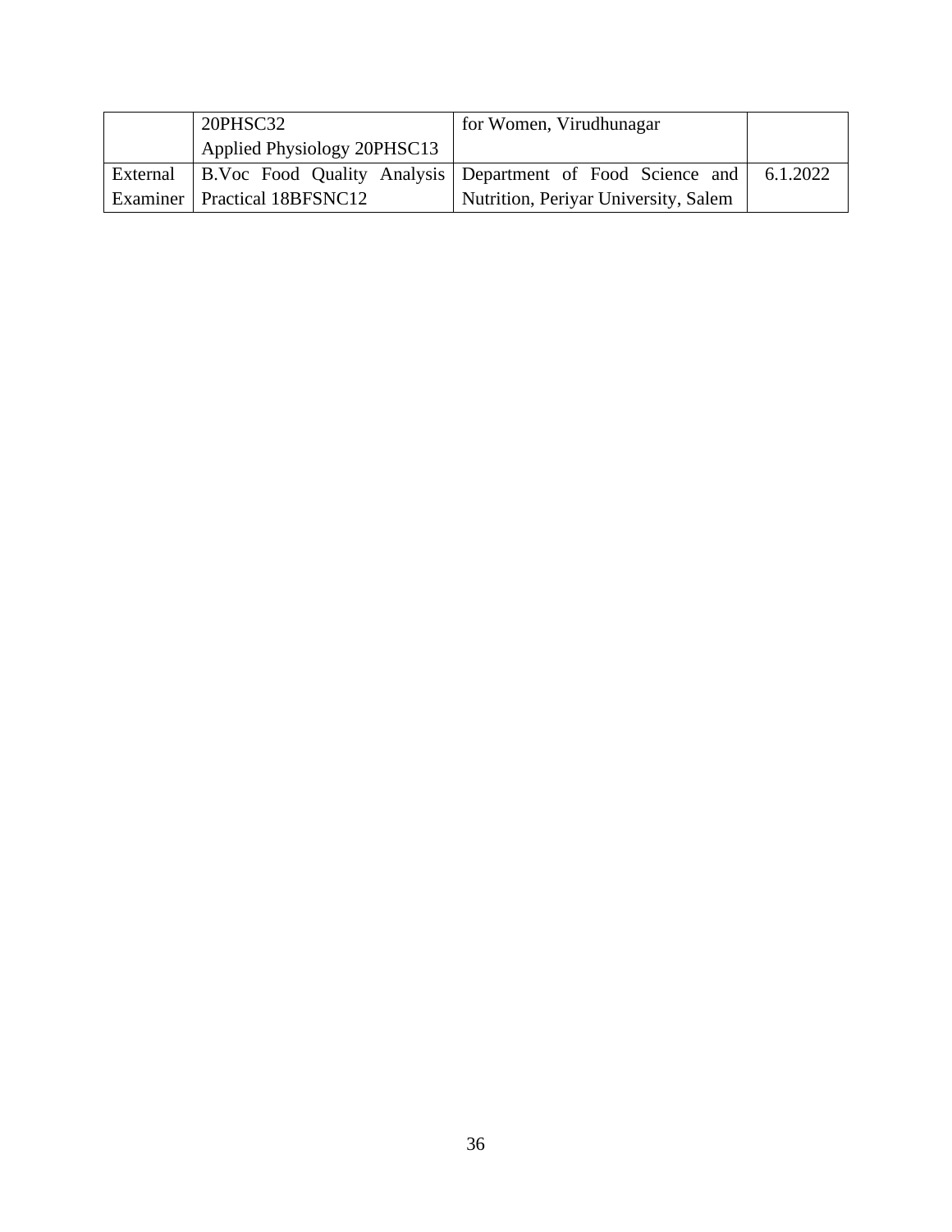| | | | |
|---|---|---|---|
| | 20PHSC32 Applied Physiology 20PHSC13 | for Women, Virudhunagar | |
| External Examiner | B.Voc Food Quality Analysis Practical 18BFSNC12 | Department of Food Science and Nutrition, Periyar University, Salem | 6.1.2022 |